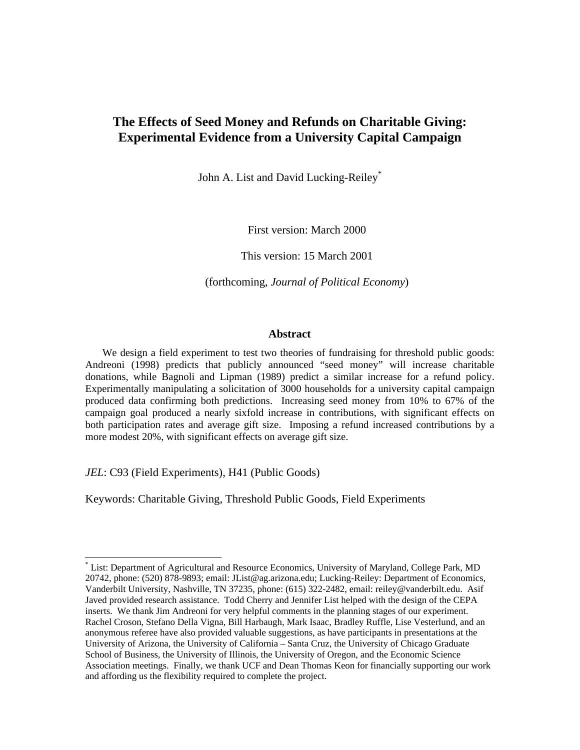# The Effects of Seed Money and Refunds on Charitable Giving: Experimental Evidence from a University Capital Campaign

John A. List and David Lucking-Reiley[*]

First version: March 2000

This version: 15 March 2001

(forthcoming, *Journal of Political Economy*)

## Abstract

We design a field experiment to test two theories of fundraising for threshold public goods: Andreoni (1998) predicts that publicly announced "seed money" will increase charitable donations, while Bagnoli and Lipman (1989) predict a similar increase for a refund policy. Experimentally manipulating a solicitation of 3000 households for a university capital campaign produced data confirming both predictions. Increasing seed money from 10% to 67% of the campaign goal produced a nearly sixfold increase in contributions, with significant effects on both participation rates and average gift size. Imposing a refund increased contributions by a more modest 20%, with significant effects on average gift size.

*JEL*: C93 (Field Experiments), H41 (Public Goods)

Keywords: Charitable Giving, Threshold Public Goods, Field Experiments

---

[*] List: Department of Agricultural and Resource Economics, University of Maryland, College Park, MD 20742, phone: (520) 878-9893; email: JList@ag.arizona.edu; Lucking-Reiley: Department of Economics, Vanderbilt University, Nashville, TN 37235, phone: (615) 322-2482, email: reiley@vanderbilt.edu. Asif Javed provided research assistance. Todd Cherry and Jennifer List helped with the design of the CEPA inserts. We thank Jim Andreoni for very helpful comments in the planning stages of our experiment. Rachel Croson, Stefano Della Vigna, Bill Harbaugh, Mark Isaac, Bradley Ruffle, Lise Vesterlund, and an anonymous referee have also provided valuable suggestions, as have participants in presentations at the University of Arizona, the University of California – Santa Cruz, the University of Chicago Graduate School of Business, the University of Illinois, the University of Oregon, and the Economic Science Association meetings. Finally, we thank UCF and Dean Thomas Keon for financially supporting our work and affording us the flexibility required to complete the project.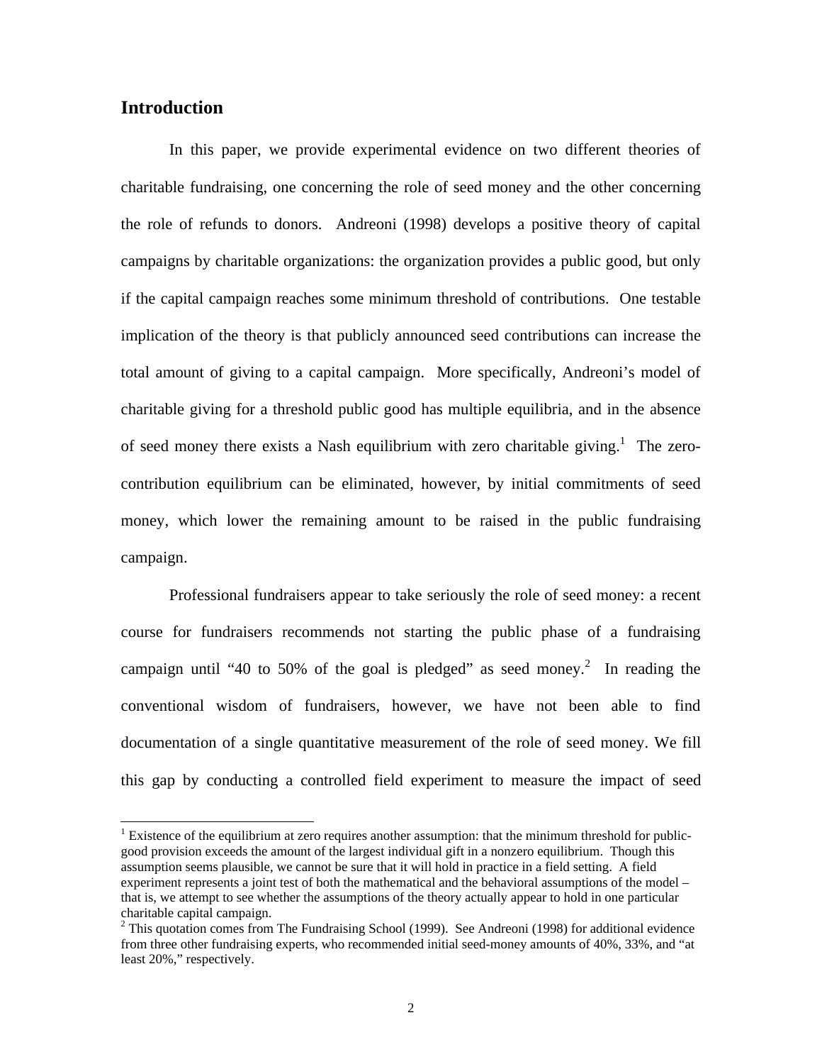## Introduction

In this paper, we provide experimental evidence on two different theories of charitable fundraising, one concerning the role of seed money and the other concerning the role of refunds to donors. Andreoni (1998) develops a positive theory of capital campaigns by charitable organizations: the organization provides a public good, but only if the capital campaign reaches some minimum threshold of contributions. One testable implication of the theory is that publicly announced seed contributions can increase the total amount of giving to a capital campaign. More specifically, Andreoni's model of charitable giving for a threshold public good has multiple equilibria, and in the absence of seed money there exists a Nash equilibrium with zero charitable giving.[1] The zero-contribution equilibrium can be eliminated, however, by initial commitments of seed money, which lower the remaining amount to be raised in the public fundraising campaign.

Professional fundraisers appear to take seriously the role of seed money: a recent course for fundraisers recommends not starting the public phase of a fundraising campaign until "40 to 50% of the goal is pledged" as seed money.[2] In reading the conventional wisdom of fundraisers, however, we have not been able to find documentation of a single quantitative measurement of the role of seed money. We fill this gap by conducting a controlled field experiment to measure the impact of seed

---

[1] Existence of the equilibrium at zero requires another assumption: that the minimum threshold for public-good provision exceeds the amount of the largest individual gift in a nonzero equilibrium. Though this assumption seems plausible, we cannot be sure that it will hold in practice in a field setting. A field experiment represents a joint test of both the mathematical and the behavioral assumptions of the model – that is, we attempt to see whether the assumptions of the theory actually appear to hold in one particular charitable capital campaign.

[2] This quotation comes from The Fundraising School (1999). See Andreoni (1998) for additional evidence from three other fundraising experts, who recommended initial seed-money amounts of 40%, 33%, and "at least 20%," respectively.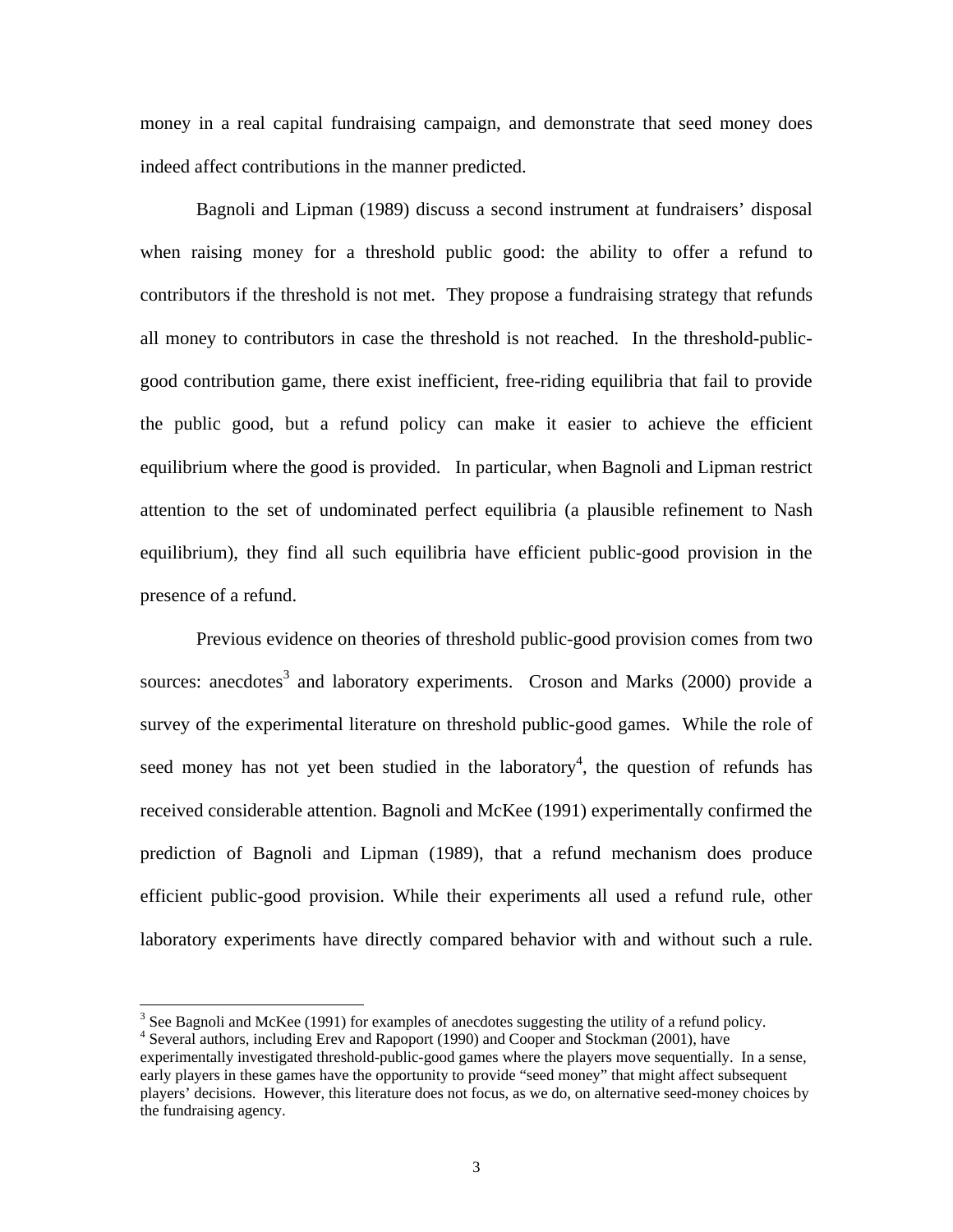money in a real capital fundraising campaign, and demonstrate that seed money does indeed affect contributions in the manner predicted.

Bagnoli and Lipman (1989) discuss a second instrument at fundraisers' disposal when raising money for a threshold public good: the ability to offer a refund to contributors if the threshold is not met. They propose a fundraising strategy that refunds all money to contributors in case the threshold is not reached. In the threshold-public-good contribution game, there exist inefficient, free-riding equilibria that fail to provide the public good, but a refund policy can make it easier to achieve the efficient equilibrium where the good is provided. In particular, when Bagnoli and Lipman restrict attention to the set of undominated perfect equilibria (a plausible refinement to Nash equilibrium), they find all such equilibria have efficient public-good provision in the presence of a refund.

Previous evidence on theories of threshold public-good provision comes from two sources: anecdotes[3] and laboratory experiments. Croson and Marks (2000) provide a survey of the experimental literature on threshold public-good games. While the role of seed money has not yet been studied in the laboratory[4], the question of refunds has received considerable attention. Bagnoli and McKee (1991) experimentally confirmed the prediction of Bagnoli and Lipman (1989), that a refund mechanism does produce efficient public-good provision. While their experiments all used a refund rule, other laboratory experiments have directly compared behavior with and without such a rule.

---

[3] See Bagnoli and McKee (1991) for examples of anecdotes suggesting the utility of a refund policy.

[4] Several authors, including Erev and Rapoport (1990) and Cooper and Stockman (2001), have experimentally investigated threshold-public-good games where the players move sequentially. In a sense, early players in these games have the opportunity to provide "seed money" that might affect subsequent players' decisions. However, this literature does not focus, as we do, on alternative seed-money choices by the fundraising agency.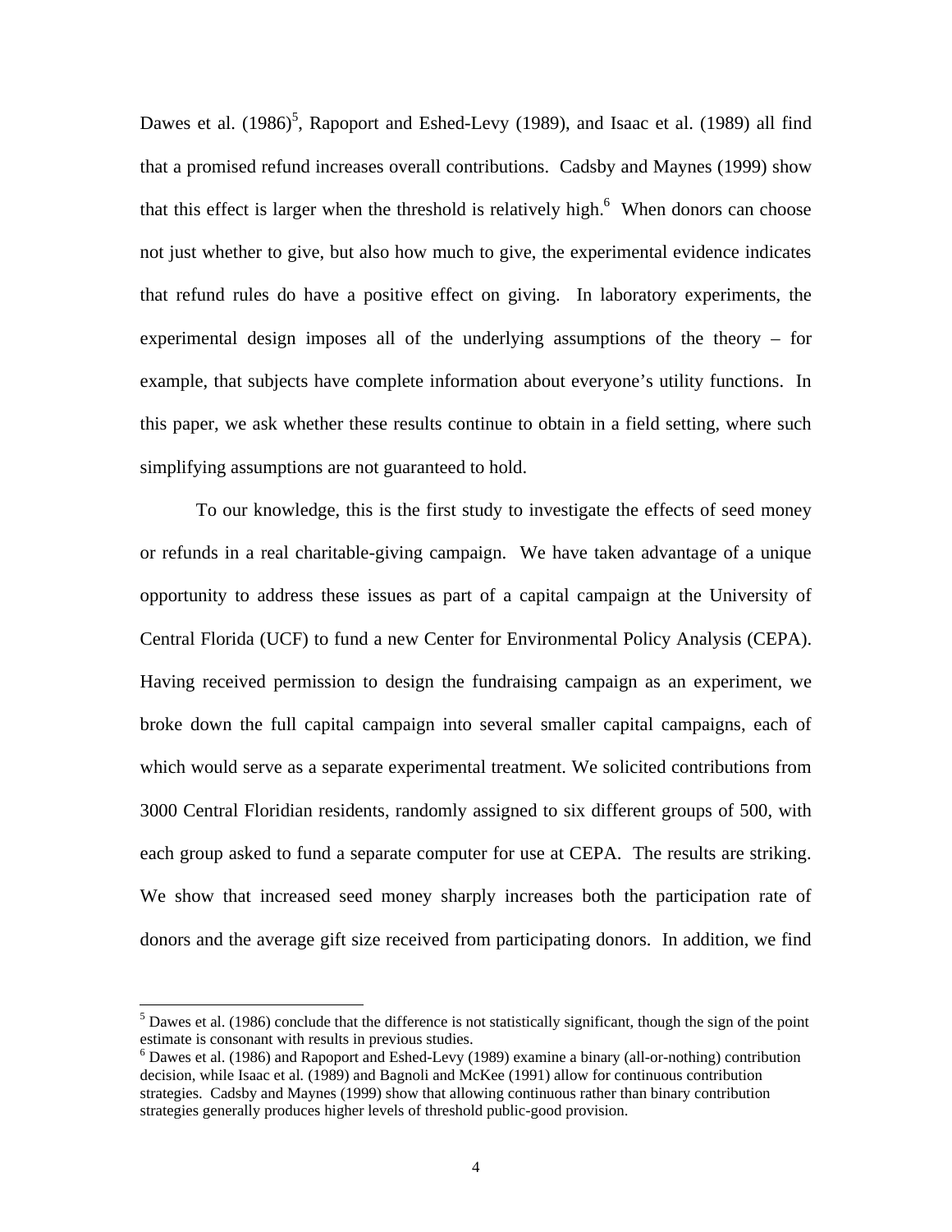Dawes et al. (1986)[5], Rapoport and Eshed-Levy (1989), and Isaac et al. (1989) all find that a promised refund increases overall contributions. Cadsby and Maynes (1999) show that this effect is larger when the threshold is relatively high.[6] When donors can choose not just whether to give, but also how much to give, the experimental evidence indicates that refund rules do have a positive effect on giving. In laboratory experiments, the experimental design imposes all of the underlying assumptions of the theory – for example, that subjects have complete information about everyone's utility functions. In this paper, we ask whether these results continue to obtain in a field setting, where such simplifying assumptions are not guaranteed to hold.

To our knowledge, this is the first study to investigate the effects of seed money or refunds in a real charitable-giving campaign. We have taken advantage of a unique opportunity to address these issues as part of a capital campaign at the University of Central Florida (UCF) to fund a new Center for Environmental Policy Analysis (CEPA). Having received permission to design the fundraising campaign as an experiment, we broke down the full capital campaign into several smaller capital campaigns, each of which would serve as a separate experimental treatment. We solicited contributions from 3000 Central Floridian residents, randomly assigned to six different groups of 500, with each group asked to fund a separate computer for use at CEPA. The results are striking. We show that increased seed money sharply increases both the participation rate of donors and the average gift size received from participating donors. In addition, we find

[5] Dawes et al. (1986) conclude that the difference is not statistically significant, though the sign of the point estimate is consonant with results in previous studies.

[6] Dawes et al. (1986) and Rapoport and Eshed-Levy (1989) examine a binary (all-or-nothing) contribution decision, while Isaac et al. (1989) and Bagnoli and McKee (1991) allow for continuous contribution strategies. Cadsby and Maynes (1999) show that allowing continuous rather than binary contribution strategies generally produces higher levels of threshold public-good provision.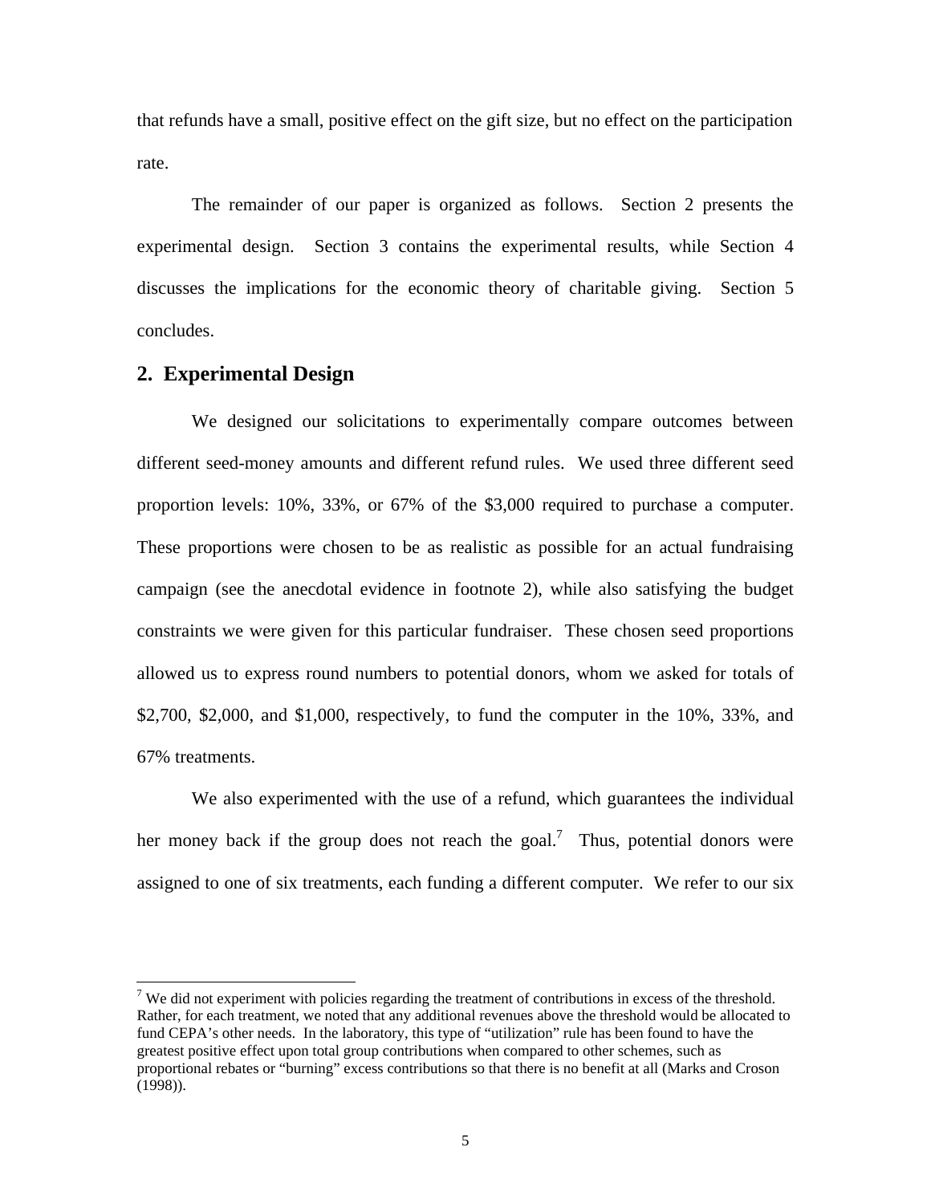that refunds have a small, positive effect on the gift size, but no effect on the participation rate.

The remainder of our paper is organized as follows. Section 2 presents the experimental design. Section 3 contains the experimental results, while Section 4 discusses the implications for the economic theory of charitable giving. Section 5 concludes.

## 2. Experimental Design

We designed our solicitations to experimentally compare outcomes between different seed-money amounts and different refund rules. We used three different seed proportion levels: 10%, 33%, or 67% of the $3,000 required to purchase a computer. These proportions were chosen to be as realistic as possible for an actual fundraising campaign (see the anecdotal evidence in footnote 2), while also satisfying the budget constraints we were given for this particular fundraiser. These chosen seed proportions allowed us to express round numbers to potential donors, whom we asked for totals of $2,700, $2,000, and $1,000, respectively, to fund the computer in the 10%, 33%, and 67% treatments.

We also experimented with the use of a refund, which guarantees the individual her money back if the group does not reach the goal.[7] Thus, potential donors were assigned to one of six treatments, each funding a different computer. We refer to our six

---

[7] We did not experiment with policies regarding the treatment of contributions in excess of the threshold. Rather, for each treatment, we noted that any additional revenues above the threshold would be allocated to fund CEPA's other needs. In the laboratory, this type of "utilization" rule has been found to have the greatest positive effect upon total group contributions when compared to other schemes, such as proportional rebates or "burning" excess contributions so that there is no benefit at all (Marks and Croson (1998)).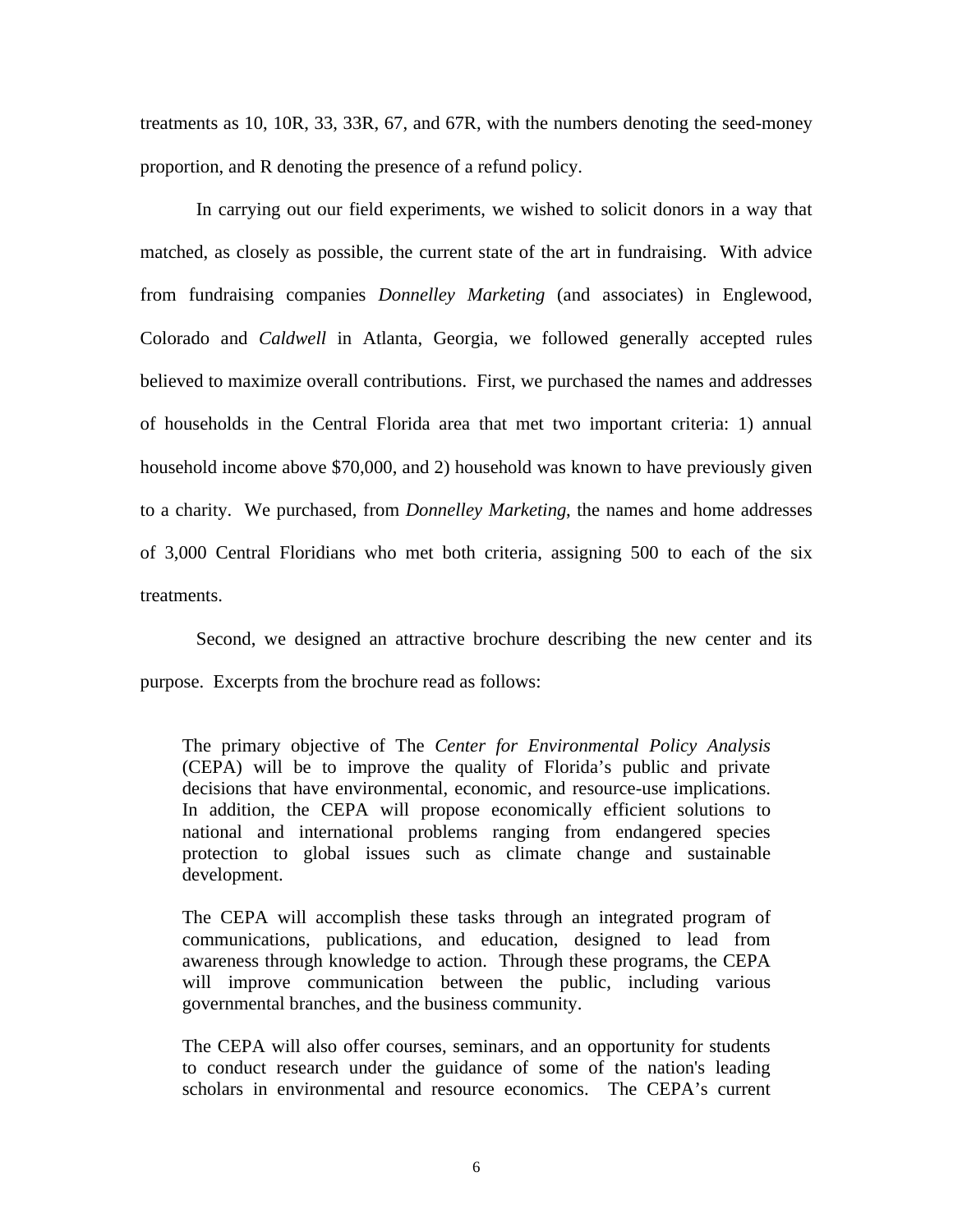treatments as 10, 10R, 33, 33R, 67, and 67R, with the numbers denoting the seed-money proportion, and R denoting the presence of a refund policy.

In carrying out our field experiments, we wished to solicit donors in a way that matched, as closely as possible, the current state of the art in fundraising. With advice from fundraising companies *Donnelley Marketing* (and associates) in Englewood, Colorado and *Caldwell* in Atlanta, Georgia, we followed generally accepted rules believed to maximize overall contributions. First, we purchased the names and addresses of households in the Central Florida area that met two important criteria: 1) annual household income above $70,000, and 2) household was known to have previously given to a charity. We purchased, from *Donnelley Marketing*, the names and home addresses of 3,000 Central Floridians who met both criteria, assigning 500 to each of the six treatments.

Second, we designed an attractive brochure describing the new center and its purpose. Excerpts from the brochure read as follows:

> The primary objective of The *Center for Environmental Policy Analysis* (CEPA) will be to improve the quality of Florida's public and private decisions that have environmental, economic, and resource-use implications. In addition, the CEPA will propose economically efficient solutions to national and international problems ranging from endangered species protection to global issues such as climate change and sustainable development.
>
> The CEPA will accomplish these tasks through an integrated program of communications, publications, and education, designed to lead from awareness through knowledge to action. Through these programs, the CEPA will improve communication between the public, including various governmental branches, and the business community.
>
> The CEPA will also offer courses, seminars, and an opportunity for students to conduct research under the guidance of some of the nation's leading scholars in environmental and resource economics. The CEPA's current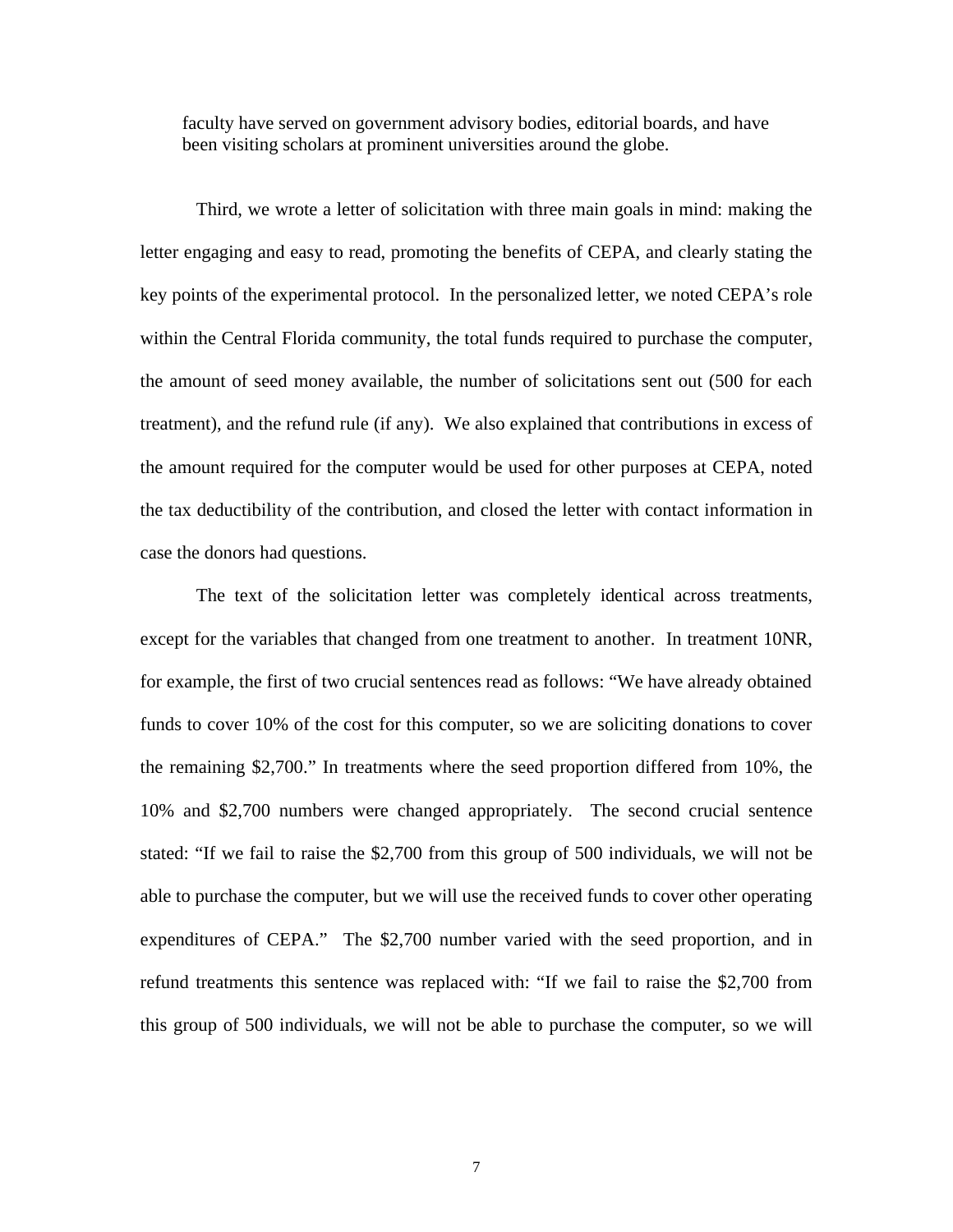> faculty have served on government advisory bodies, editorial boards, and have been visiting scholars at prominent universities around the globe.

Third, we wrote a letter of solicitation with three main goals in mind: making the letter engaging and easy to read, promoting the benefits of CEPA, and clearly stating the key points of the experimental protocol. In the personalized letter, we noted CEPA's role within the Central Florida community, the total funds required to purchase the computer, the amount of seed money available, the number of solicitations sent out (500 for each treatment), and the refund rule (if any). We also explained that contributions in excess of the amount required for the computer would be used for other purposes at CEPA, noted the tax deductibility of the contribution, and closed the letter with contact information in case the donors had questions.

The text of the solicitation letter was completely identical across treatments, except for the variables that changed from one treatment to another. In treatment 10NR, for example, the first of two crucial sentences read as follows: "We have already obtained funds to cover 10% of the cost for this computer, so we are soliciting donations to cover the remaining $2,700." In treatments where the seed proportion differed from 10%, the 10% and $2,700 numbers were changed appropriately. The second crucial sentence stated: "If we fail to raise the $2,700 from this group of 500 individuals, we will not be able to purchase the computer, but we will use the received funds to cover other operating expenditures of CEPA." The $2,700 number varied with the seed proportion, and in refund treatments this sentence was replaced with: "If we fail to raise the $2,700 from this group of 500 individuals, we will not be able to purchase the computer, so we will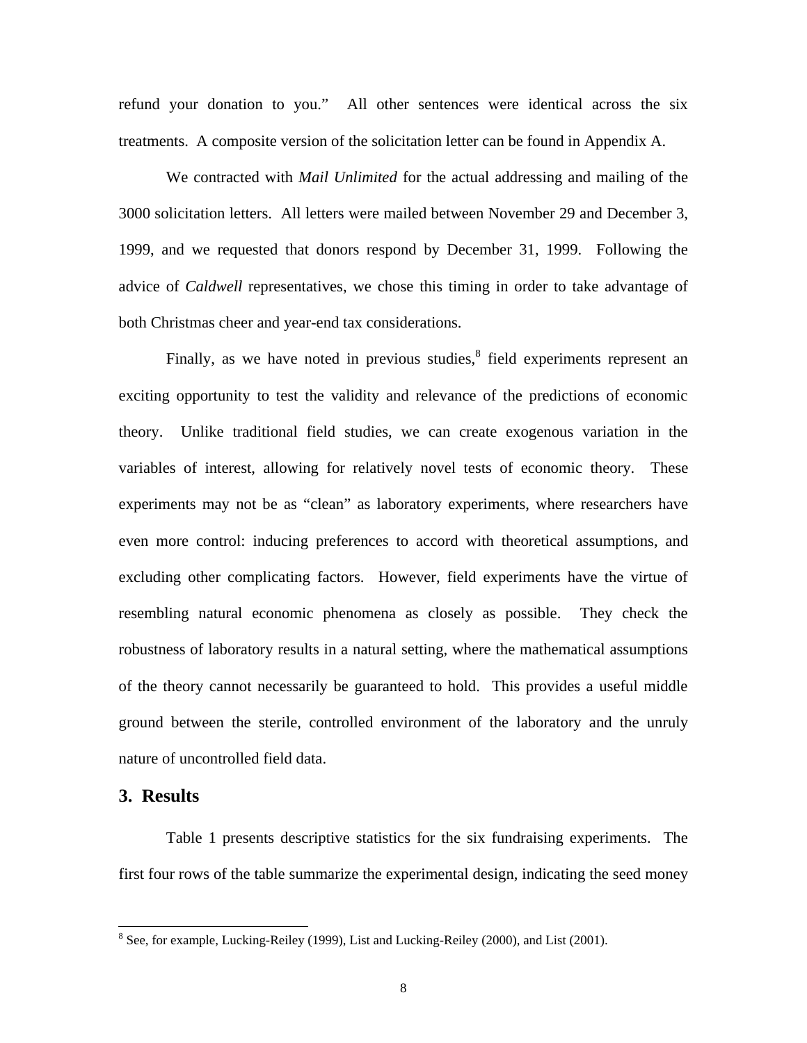refund your donation to you." All other sentences were identical across the six treatments. A composite version of the solicitation letter can be found in Appendix A.

We contracted with *Mail Unlimited* for the actual addressing and mailing of the 3000 solicitation letters. All letters were mailed between November 29 and December 3, 1999, and we requested that donors respond by December 31, 1999. Following the advice of *Caldwell* representatives, we chose this timing in order to take advantage of both Christmas cheer and year-end tax considerations.

Finally, as we have noted in previous studies,[8] field experiments represent an exciting opportunity to test the validity and relevance of the predictions of economic theory. Unlike traditional field studies, we can create exogenous variation in the variables of interest, allowing for relatively novel tests of economic theory. These experiments may not be as "clean" as laboratory experiments, where researchers have even more control: inducing preferences to accord with theoretical assumptions, and excluding other complicating factors. However, field experiments have the virtue of resembling natural economic phenomena as closely as possible. They check the robustness of laboratory results in a natural setting, where the mathematical assumptions of the theory cannot necessarily be guaranteed to hold. This provides a useful middle ground between the sterile, controlled environment of the laboratory and the unruly nature of uncontrolled field data.

## 3. Results

Table 1 presents descriptive statistics for the six fundraising experiments. The first four rows of the table summarize the experimental design, indicating the seed money

---

[8] See, for example, Lucking-Reiley (1999), List and Lucking-Reiley (2000), and List (2001).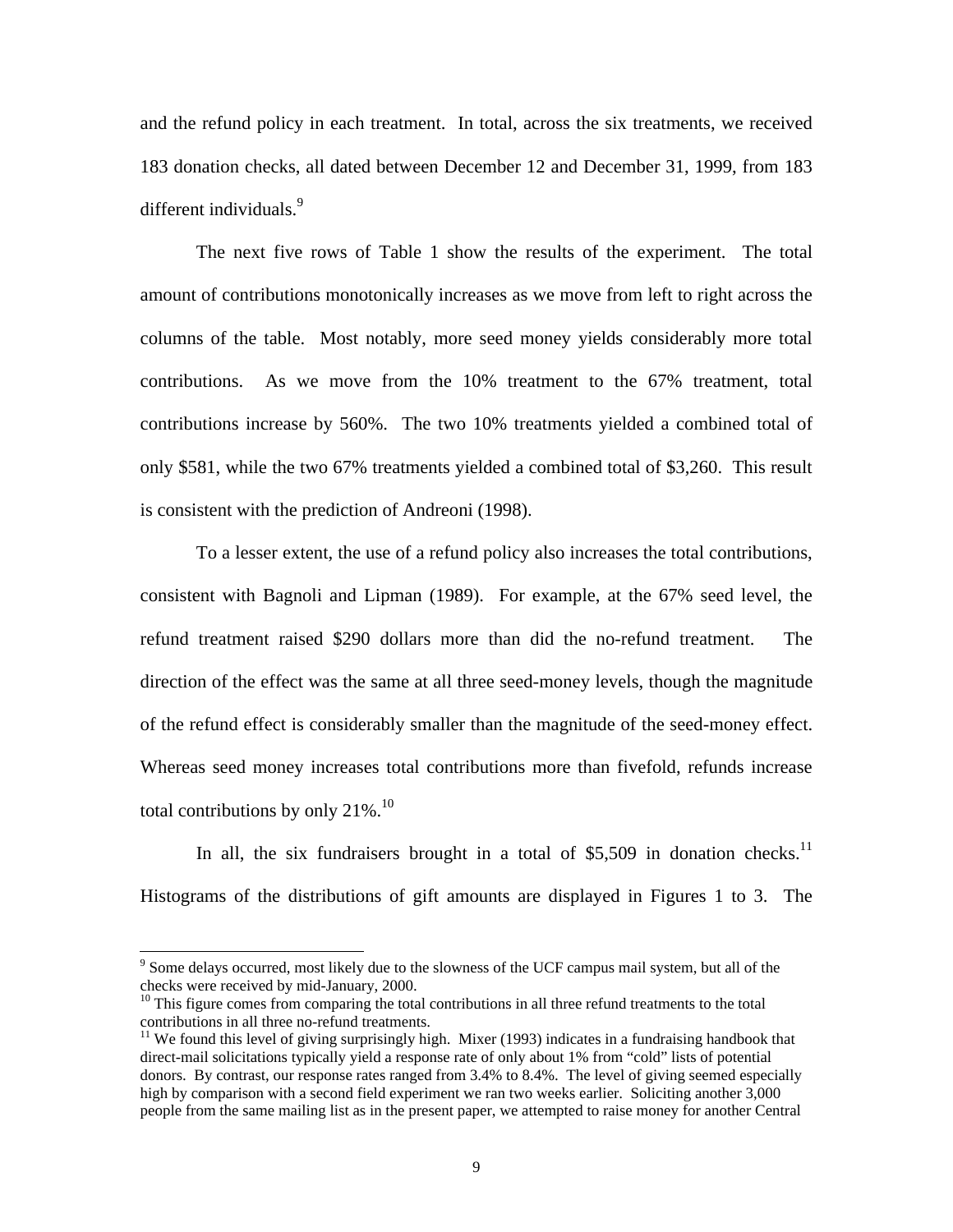and the refund policy in each treatment. In total, across the six treatments, we received 183 donation checks, all dated between December 12 and December 31, 1999, from 183 different individuals.[9]

The next five rows of Table 1 show the results of the experiment. The total amount of contributions monotonically increases as we move from left to right across the columns of the table. Most notably, more seed money yields considerably more total contributions. As we move from the 10% treatment to the 67% treatment, total contributions increase by 560%. The two 10% treatments yielded a combined total of only $581, while the two 67% treatments yielded a combined total of $3,260. This result is consistent with the prediction of Andreoni (1998).

To a lesser extent, the use of a refund policy also increases the total contributions, consistent with Bagnoli and Lipman (1989). For example, at the 67% seed level, the refund treatment raised $290 dollars more than did the no-refund treatment. The direction of the effect was the same at all three seed-money levels, though the magnitude of the refund effect is considerably smaller than the magnitude of the seed-money effect. Whereas seed money increases total contributions more than fivefold, refunds increase total contributions by only 21%.[10]

In all, the six fundraisers brought in a total of $5,509 in donation checks.[11] Histograms of the distributions of gift amounts are displayed in Figures 1 to 3. The

---

[9] Some delays occurred, most likely due to the slowness of the UCF campus mail system, but all of the checks were received by mid-January, 2000.

[10] This figure comes from comparing the total contributions in all three refund treatments to the total contributions in all three no-refund treatments.

[11] We found this level of giving surprisingly high. Mixer (1993) indicates in a fundraising handbook that direct-mail solicitations typically yield a response rate of only about 1% from "cold" lists of potential donors. By contrast, our response rates ranged from 3.4% to 8.4%. The level of giving seemed especially high by comparison with a second field experiment we ran two weeks earlier. Soliciting another 3,000 people from the same mailing list as in the present paper, we attempted to raise money for another Central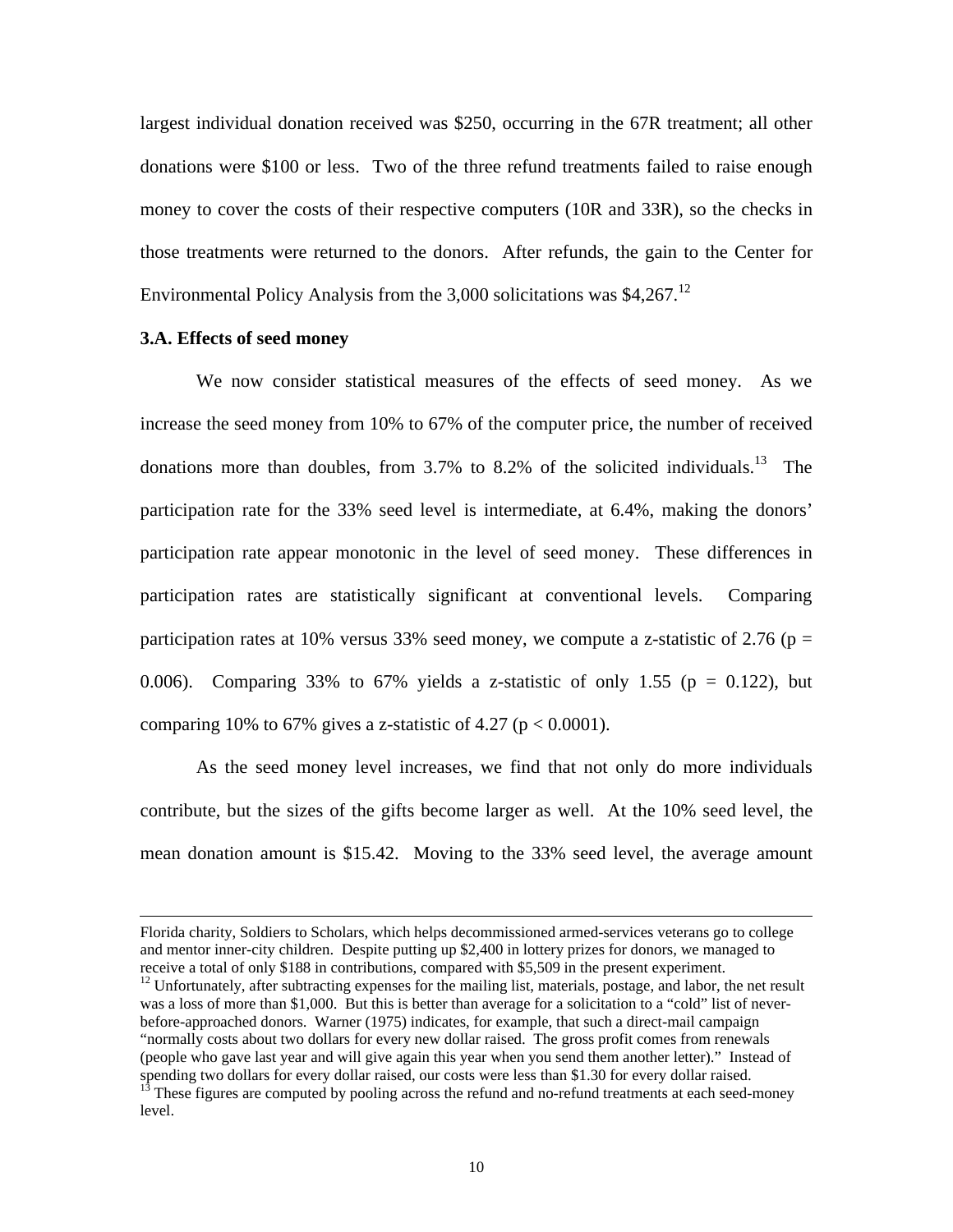largest individual donation received was $250, occurring in the 67R treatment; all other donations were $100 or less. Two of the three refund treatments failed to raise enough money to cover the costs of their respective computers (10R and 33R), so the checks in those treatments were returned to the donors. After refunds, the gain to the Center for Environmental Policy Analysis from the 3,000 solicitations was $4,267.[12]

### 3.A. Effects of seed money

We now consider statistical measures of the effects of seed money. As we increase the seed money from 10% to 67% of the computer price, the number of received donations more than doubles, from 3.7% to 8.2% of the solicited individuals.[13] The participation rate for the 33% seed level is intermediate, at 6.4%, making the donors' participation rate appear monotonic in the level of seed money. These differences in participation rates are statistically significant at conventional levels. Comparing participation rates at 10% versus 33% seed money, we compute a z-statistic of 2.76 ($p = 0.006$). Comparing 33% to 67% yields a z-statistic of only 1.55 ($p = 0.122$), but comparing 10% to 67% gives a z-statistic of 4.27 ($p < 0.0001$).

As the seed money level increases, we find that not only do more individuals contribute, but the sizes of the gifts become larger as well. At the 10% seed level, the mean donation amount is $15.42. Moving to the 33% seed level, the average amount

---

Florida charity, Soldiers to Scholars, which helps decommissioned armed-services veterans go to college and mentor inner-city children. Despite putting up $2,400 in lottery prizes for donors, we managed to receive a total of only $188 in contributions, compared with $5,509 in the present experiment.

[12] Unfortunately, after subtracting expenses for the mailing list, materials, postage, and labor, the net result was a loss of more than $1,000. But this is better than average for a solicitation to a "cold" list of never-before-approached donors. Warner (1975) indicates, for example, that such a direct-mail campaign "normally costs about two dollars for every new dollar raised. The gross profit comes from renewals (people who gave last year and will give again this year when you send them another letter)." Instead of spending two dollars for every dollar raised, our costs were less than $1.30 for every dollar raised.

[13] These figures are computed by pooling across the refund and no-refund treatments at each seed-money level.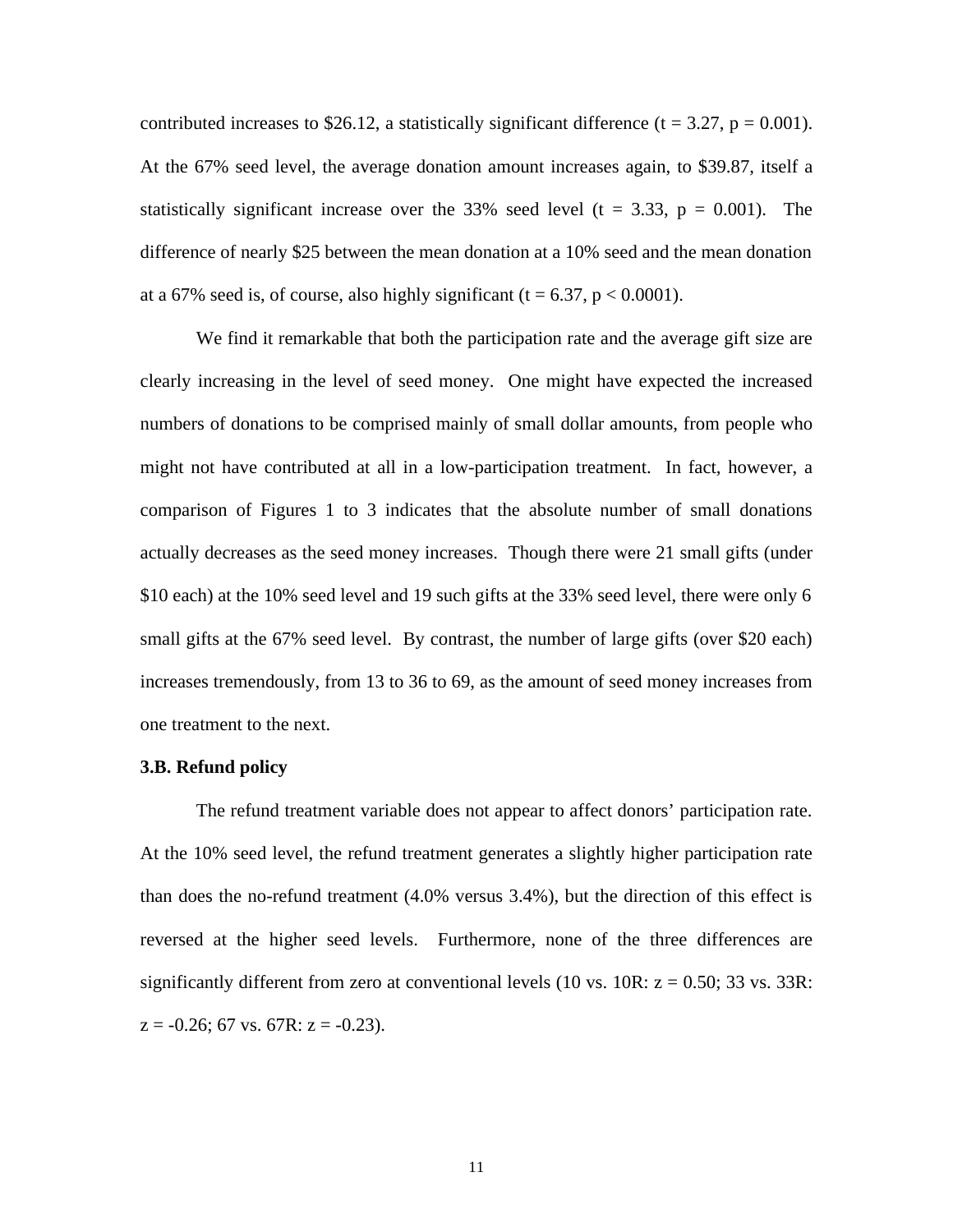contributed increases to \$26.12, a statistically significant difference ($t = 3.27$, $p = 0.001$). At the 67% seed level, the average donation amount increases again, to \$39.87, itself a statistically significant increase over the 33% seed level ($t = 3.33$, $p = 0.001$). The difference of nearly \$25 between the mean donation at a 10% seed and the mean donation at a 67% seed is, of course, also highly significant ($t = 6.37$, $p < 0.0001$).

We find it remarkable that both the participation rate and the average gift size are clearly increasing in the level of seed money. One might have expected the increased numbers of donations to be comprised mainly of small dollar amounts, from people who might not have contributed at all in a low-participation treatment. In fact, however, a comparison of Figures 1 to 3 indicates that the absolute number of small donations actually decreases as the seed money increases. Though there were 21 small gifts (under \$10 each) at the 10% seed level and 19 such gifts at the 33% seed level, there were only 6 small gifts at the 67% seed level. By contrast, the number of large gifts (over \$20 each) increases tremendously, from 13 to 36 to 69, as the amount of seed money increases from one treatment to the next.

**3.B. Refund policy**

The refund treatment variable does not appear to affect donors' participation rate. At the 10% seed level, the refund treatment generates a slightly higher participation rate than does the no-refund treatment (4.0% versus 3.4%), but the direction of this effect is reversed at the higher seed levels. Furthermore, none of the three differences are significantly different from zero at conventional levels (10 vs. 10R: $z = 0.50$; 33 vs. 33R: $z = -0.26$; 67 vs. 67R: $z = -0.23$).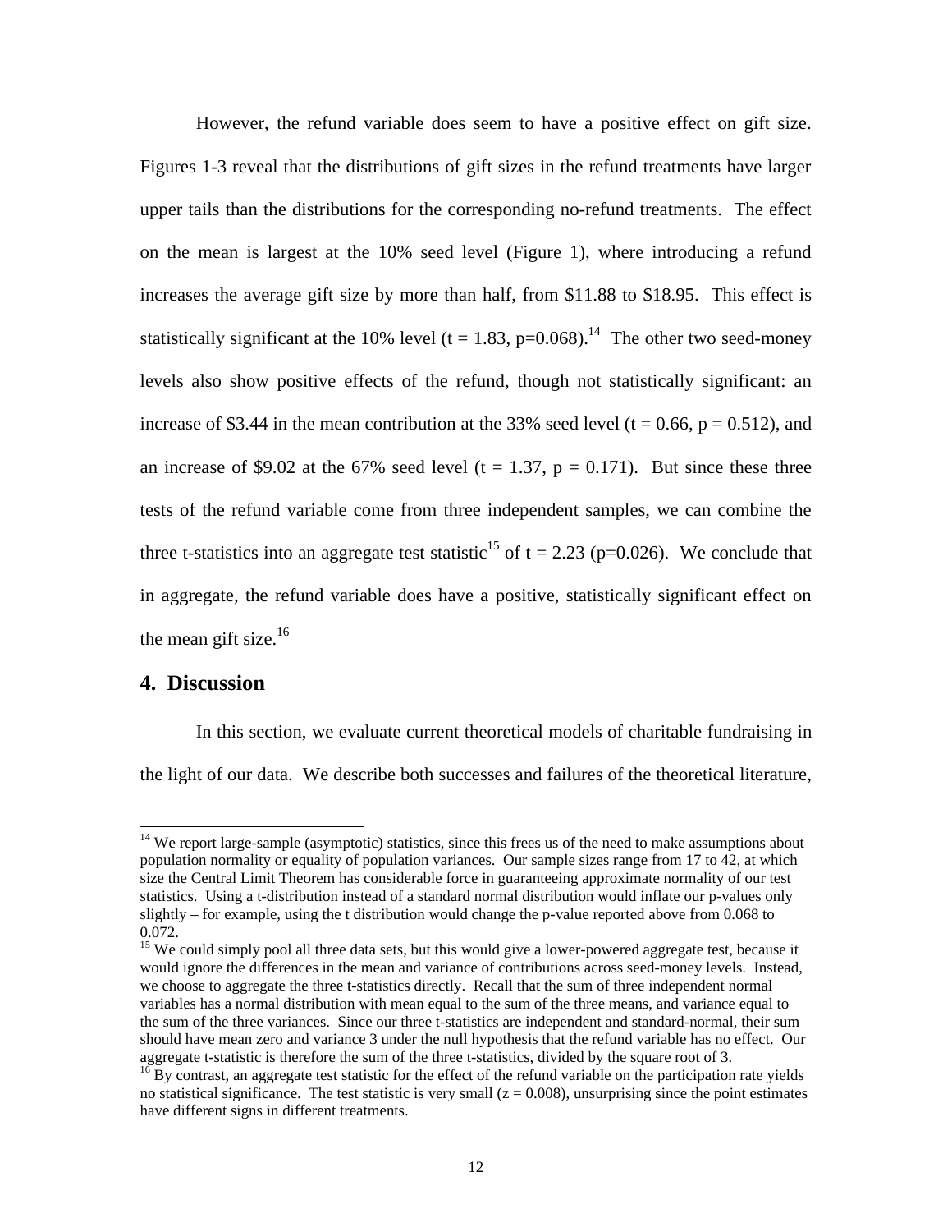However, the refund variable does seem to have a positive effect on gift size. Figures 1-3 reveal that the distributions of gift sizes in the refund treatments have larger upper tails than the distributions for the corresponding no-refund treatments. The effect on the mean is largest at the 10% seed level (Figure 1), where introducing a refund increases the average gift size by more than half, from \$11.88 to \$18.95. This effect is statistically significant at the 10% level ($t = 1.83$, $p=0.068$).[14] The other two seed-money levels also show positive effects of the refund, though not statistically significant: an increase of \$3.44 in the mean contribution at the 33% seed level ($t = 0.66$, $p = 0.512$), and an increase of \$9.02 at the 67% seed level ($t = 1.37$, $p = 0.171$). But since these three tests of the refund variable come from three independent samples, we can combine the three t-statistics into an aggregate test statistic[15] of $t = 2.23$ ($p=0.026$). We conclude that in aggregate, the refund variable does have a positive, statistically significant effect on the mean gift size.[16]

## 4. Discussion

In this section, we evaluate current theoretical models of charitable fundraising in the light of our data. We describe both successes and failures of the theoretical literature,

---

[14] We report large-sample (asymptotic) statistics, since this frees us of the need to make assumptions about population normality or equality of population variances. Our sample sizes range from 17 to 42, at which size the Central Limit Theorem has considerable force in guaranteeing approximate normality of our test statistics. Using a t-distribution instead of a standard normal distribution would inflate our p-values only slightly – for example, using the t distribution would change the p-value reported above from 0.068 to 0.072.

[15] We could simply pool all three data sets, but this would give a lower-powered aggregate test, because it would ignore the differences in the mean and variance of contributions across seed-money levels. Instead, we choose to aggregate the three t-statistics directly. Recall that the sum of three independent normal variables has a normal distribution with mean equal to the sum of the three means, and variance equal to the sum of the three variances. Since our three t-statistics are independent and standard-normal, their sum should have mean zero and variance 3 under the null hypothesis that the refund variable has no effect. Our aggregate t-statistic is therefore the sum of the three t-statistics, divided by the square root of 3.

[16] By contrast, an aggregate test statistic for the effect of the refund variable on the participation rate yields no statistical significance. The test statistic is very small ($z = 0.008$), unsurprising since the point estimates have different signs in different treatments.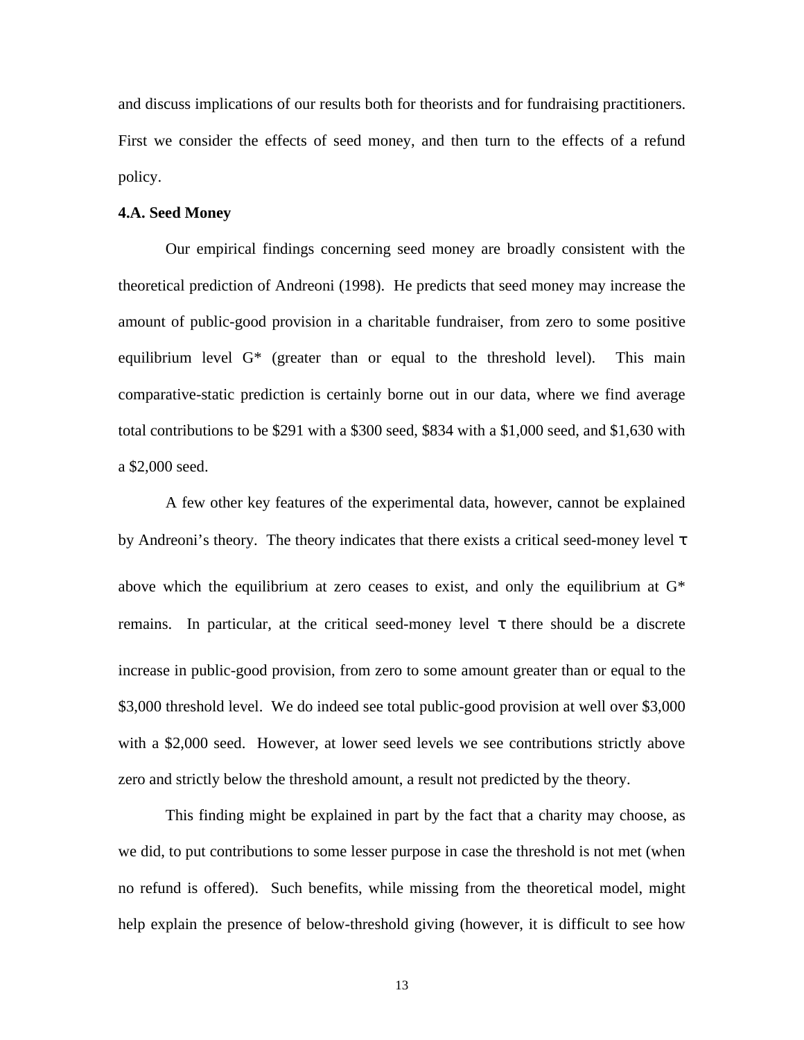and discuss implications of our results both for theorists and for fundraising practitioners. First we consider the effects of seed money, and then turn to the effects of a refund policy.

### 4.A. Seed Money

Our empirical findings concerning seed money are broadly consistent with the theoretical prediction of Andreoni (1998). He predicts that seed money may increase the amount of public-good provision in a charitable fundraiser, from zero to some positive equilibrium level $G^*$ (greater than or equal to the threshold level). This main comparative-static prediction is certainly borne out in our data, where we find average total contributions to be \$291 with a \$300 seed, \$834 with a \$1,000 seed, and \$1,630 with a \$2,000 seed.

A few other key features of the experimental data, however, cannot be explained by Andreoni's theory. The theory indicates that there exists a critical seed-money level $\tau$ above which the equilibrium at zero ceases to exist, and only the equilibrium at $G^*$ remains. In particular, at the critical seed-money level $\tau$ there should be a discrete increase in public-good provision, from zero to some amount greater than or equal to the \$3,000 threshold level. We do indeed see total public-good provision at well over \$3,000 with a \$2,000 seed. However, at lower seed levels we see contributions strictly above zero and strictly below the threshold amount, a result not predicted by the theory.

This finding might be explained in part by the fact that a charity may choose, as we did, to put contributions to some lesser purpose in case the threshold is not met (when no refund is offered). Such benefits, while missing from the theoretical model, might help explain the presence of below-threshold giving (however, it is difficult to see how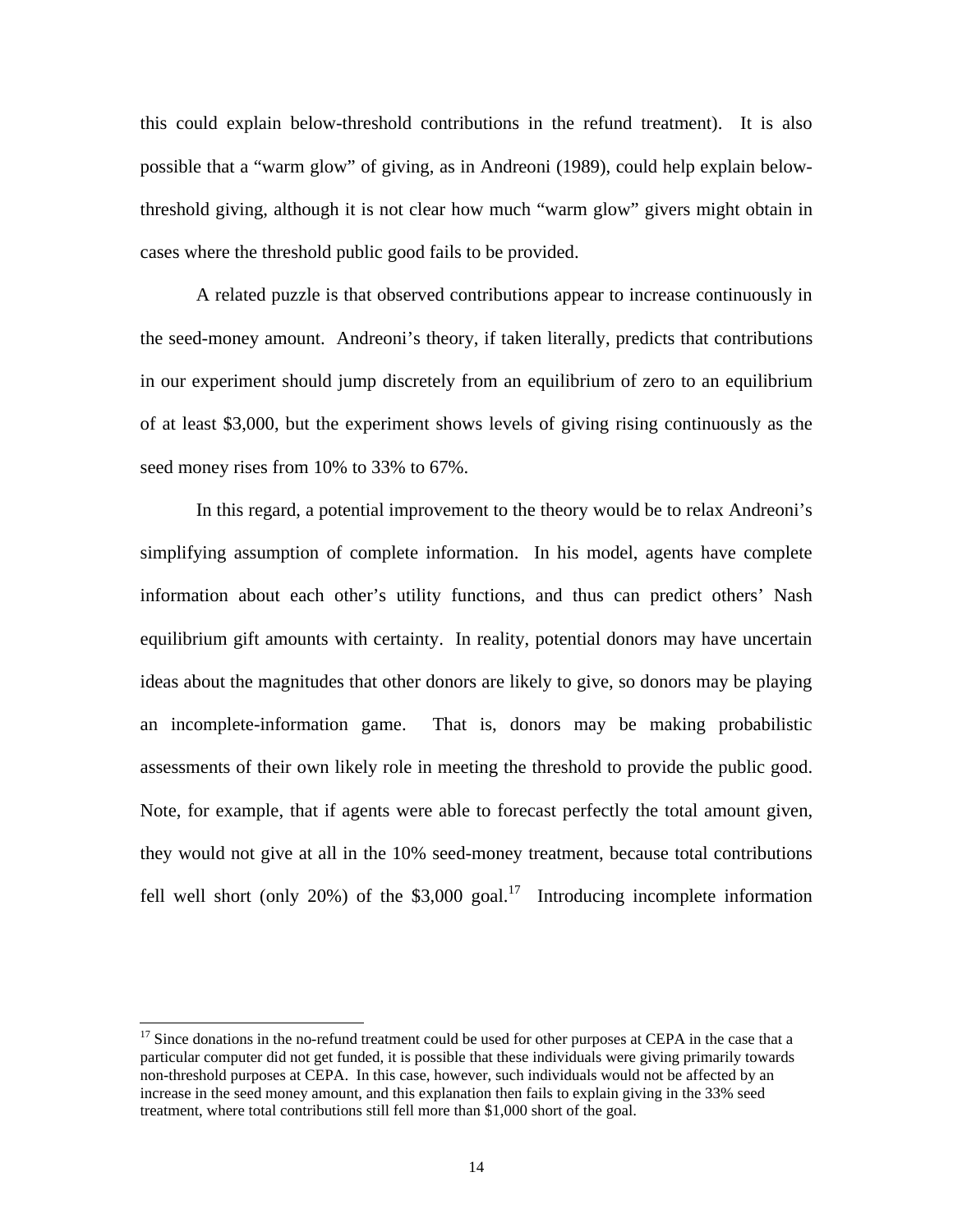this could explain below-threshold contributions in the refund treatment). It is also possible that a "warm glow" of giving, as in Andreoni (1989), could help explain below-threshold giving, although it is not clear how much "warm glow" givers might obtain in cases where the threshold public good fails to be provided.

A related puzzle is that observed contributions appear to increase continuously in the seed-money amount. Andreoni's theory, if taken literally, predicts that contributions in our experiment should jump discretely from an equilibrium of zero to an equilibrium of at least \$3,000, but the experiment shows levels of giving rising continuously as the seed money rises from 10% to 33% to 67%.

In this regard, a potential improvement to the theory would be to relax Andreoni's simplifying assumption of complete information. In his model, agents have complete information about each other's utility functions, and thus can predict others' Nash equilibrium gift amounts with certainty. In reality, potential donors may have uncertain ideas about the magnitudes that other donors are likely to give, so donors may be playing an incomplete-information game. That is, donors may be making probabilistic assessments of their own likely role in meeting the threshold to provide the public good. Note, for example, that if agents were able to forecast perfectly the total amount given, they would not give at all in the 10% seed-money treatment, because total contributions fell well short (only 20%) of the \$3,000 goal.[17] Introducing incomplete information

---

[17] Since donations in the no-refund treatment could be used for other purposes at CEPA in the case that a particular computer did not get funded, it is possible that these individuals were giving primarily towards non-threshold purposes at CEPA. In this case, however, such individuals would not be affected by an increase in the seed money amount, and this explanation then fails to explain giving in the 33% seed treatment, where total contributions still fell more than \$1,000 short of the goal.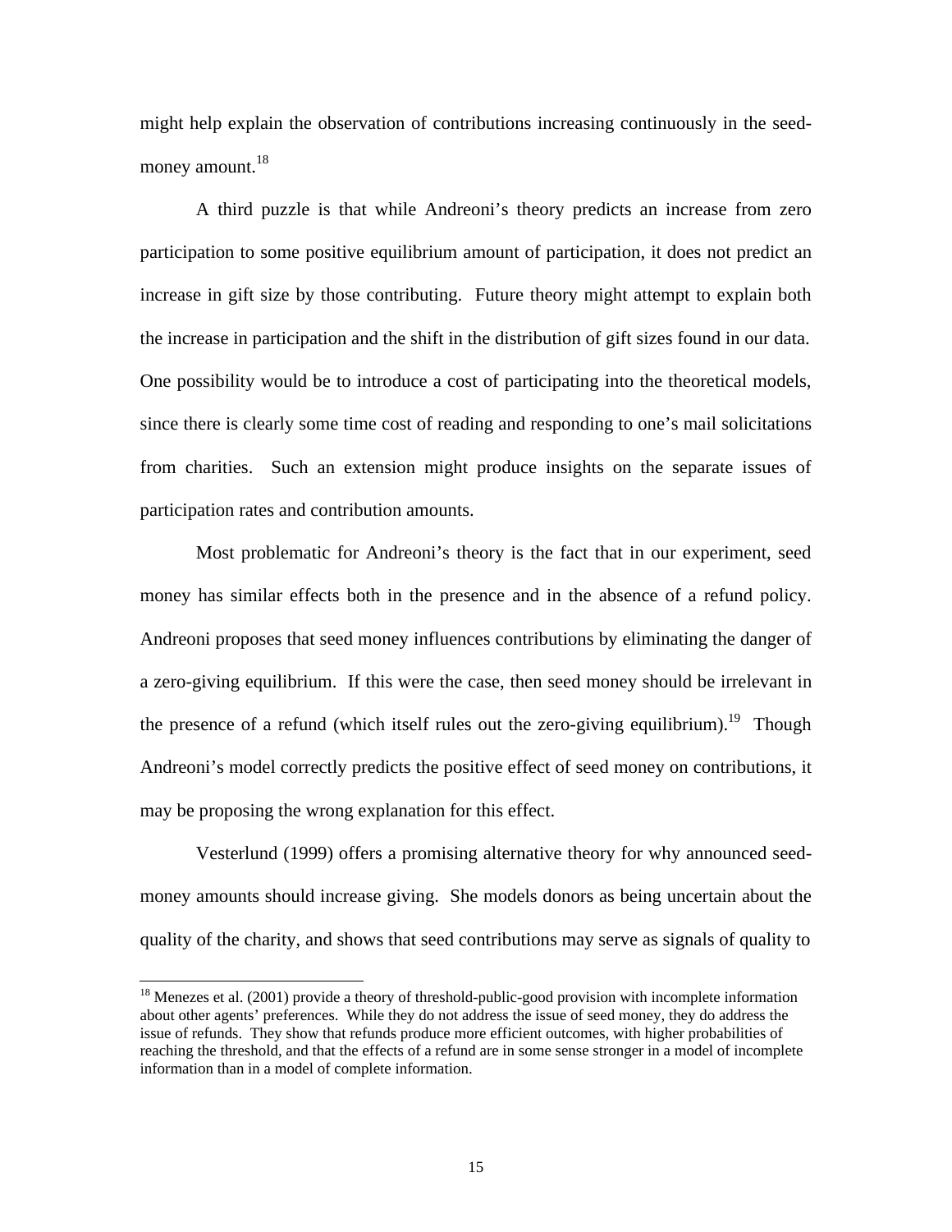might help explain the observation of contributions increasing continuously in the seed-money amount.[18]

A third puzzle is that while Andreoni's theory predicts an increase from zero participation to some positive equilibrium amount of participation, it does not predict an increase in gift size by those contributing. Future theory might attempt to explain both the increase in participation and the shift in the distribution of gift sizes found in our data. One possibility would be to introduce a cost of participating into the theoretical models, since there is clearly some time cost of reading and responding to one's mail solicitations from charities. Such an extension might produce insights on the separate issues of participation rates and contribution amounts.

Most problematic for Andreoni's theory is the fact that in our experiment, seed money has similar effects both in the presence and in the absence of a refund policy. Andreoni proposes that seed money influences contributions by eliminating the danger of a zero-giving equilibrium. If this were the case, then seed money should be irrelevant in the presence of a refund (which itself rules out the zero-giving equilibrium).[19] Though Andreoni's model correctly predicts the positive effect of seed money on contributions, it may be proposing the wrong explanation for this effect.

Vesterlund (1999) offers a promising alternative theory for why announced seed-money amounts should increase giving. She models donors as being uncertain about the quality of the charity, and shows that seed contributions may serve as signals of quality to

[18] Menezes et al. (2001) provide a theory of threshold-public-good provision with incomplete information about other agents' preferences. While they do not address the issue of seed money, they do address the issue of refunds. They show that refunds produce more efficient outcomes, with higher probabilities of reaching the threshold, and that the effects of a refund are in some sense stronger in a model of incomplete information than in a model of complete information.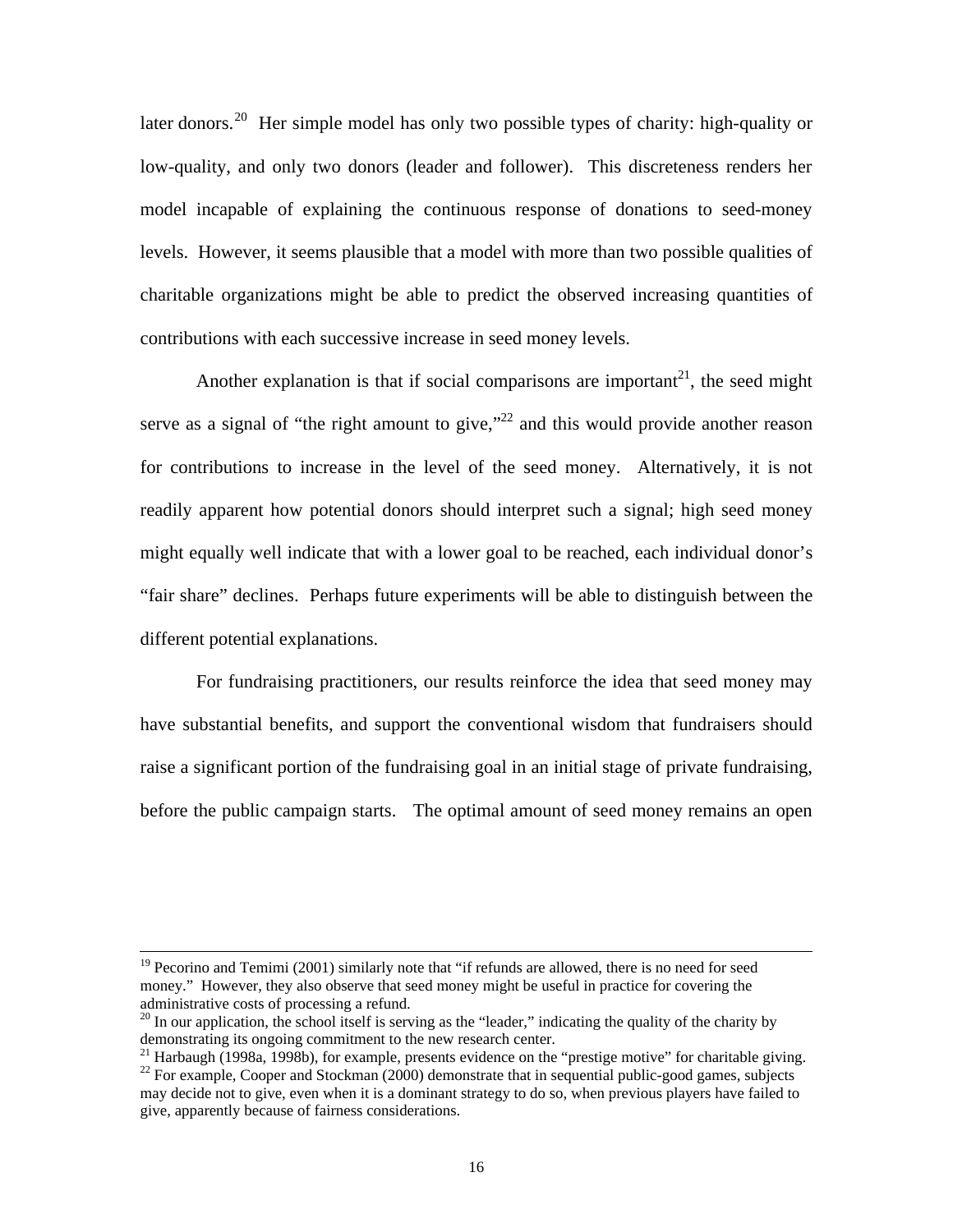later donors.[20] Her simple model has only two possible types of charity: high-quality or low-quality, and only two donors (leader and follower). This discreteness renders her model incapable of explaining the continuous response of donations to seed-money levels. However, it seems plausible that a model with more than two possible qualities of charitable organizations might be able to predict the observed increasing quantities of contributions with each successive increase in seed money levels.

Another explanation is that if social comparisons are important[21], the seed might serve as a signal of "the right amount to give,"[22] and this would provide another reason for contributions to increase in the level of the seed money. Alternatively, it is not readily apparent how potential donors should interpret such a signal; high seed money might equally well indicate that with a lower goal to be reached, each individual donor's "fair share" declines. Perhaps future experiments will be able to distinguish between the different potential explanations.

For fundraising practitioners, our results reinforce the idea that seed money may have substantial benefits, and support the conventional wisdom that fundraisers should raise a significant portion of the fundraising goal in an initial stage of private fundraising, before the public campaign starts. The optimal amount of seed money remains an open

---

[19] Pecorino and Temimi (2001) similarly note that "if refunds are allowed, there is no need for seed money." However, they also observe that seed money might be useful in practice for covering the administrative costs of processing a refund.

[20] In our application, the school itself is serving as the "leader," indicating the quality of the charity by demonstrating its ongoing commitment to the new research center.

[21] Harbaugh (1998a, 1998b), for example, presents evidence on the "prestige motive" for charitable giving.

[22] For example, Cooper and Stockman (2000) demonstrate that in sequential public-good games, subjects may decide not to give, even when it is a dominant strategy to do so, when previous players have failed to give, apparently because of fairness considerations.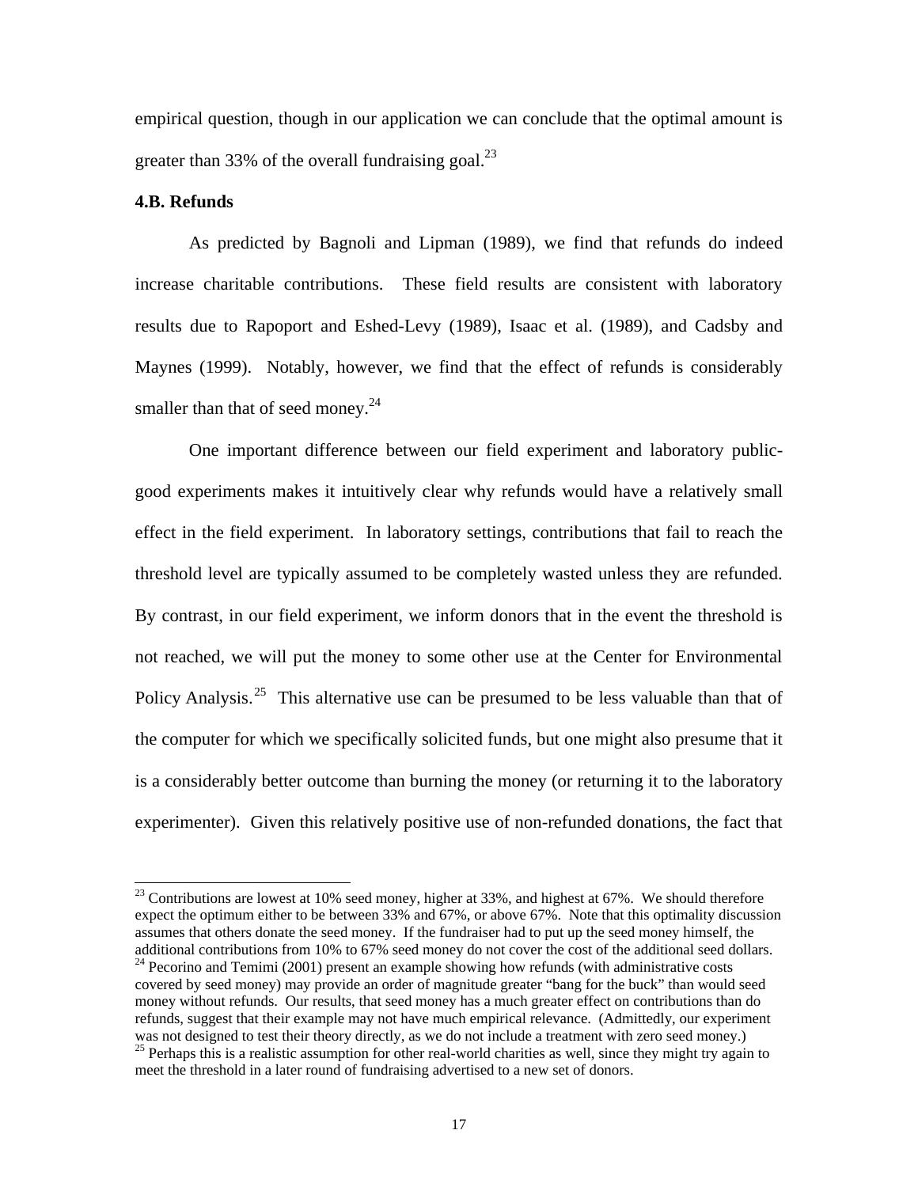empirical question, though in our application we can conclude that the optimal amount is greater than 33% of the overall fundraising goal.[23]

### 4.B. Refunds

As predicted by Bagnoli and Lipman (1989), we find that refunds do indeed increase charitable contributions. These field results are consistent with laboratory results due to Rapoport and Eshed-Levy (1989), Isaac et al. (1989), and Cadsby and Maynes (1999). Notably, however, we find that the effect of refunds is considerably smaller than that of seed money.[24]

One important difference between our field experiment and laboratory public-good experiments makes it intuitively clear why refunds would have a relatively small effect in the field experiment. In laboratory settings, contributions that fail to reach the threshold level are typically assumed to be completely wasted unless they are refunded. By contrast, in our field experiment, we inform donors that in the event the threshold is not reached, we will put the money to some other use at the Center for Environmental Policy Analysis.[25] This alternative use can be presumed to be less valuable than that of the computer for which we specifically solicited funds, but one might also presume that it is a considerably better outcome than burning the money (or returning it to the laboratory experimenter). Given this relatively positive use of non-refunded donations, the fact that

---

[23] Contributions are lowest at 10% seed money, higher at 33%, and highest at 67%. We should therefore expect the optimum either to be between 33% and 67%, or above 67%. Note that this optimality discussion assumes that others donate the seed money. If the fundraiser had to put up the seed money himself, the additional contributions from 10% to 67% seed money do not cover the cost of the additional seed dollars.

[24] Pecorino and Temimi (2001) present an example showing how refunds (with administrative costs covered by seed money) may provide an order of magnitude greater "bang for the buck" than would seed money without refunds. Our results, that seed money has a much greater effect on contributions than do refunds, suggest that their example may not have much empirical relevance. (Admittedly, our experiment was not designed to test their theory directly, as we do not include a treatment with zero seed money.)

[25] Perhaps this is a realistic assumption for other real-world charities as well, since they might try again to meet the threshold in a later round of fundraising advertised to a new set of donors.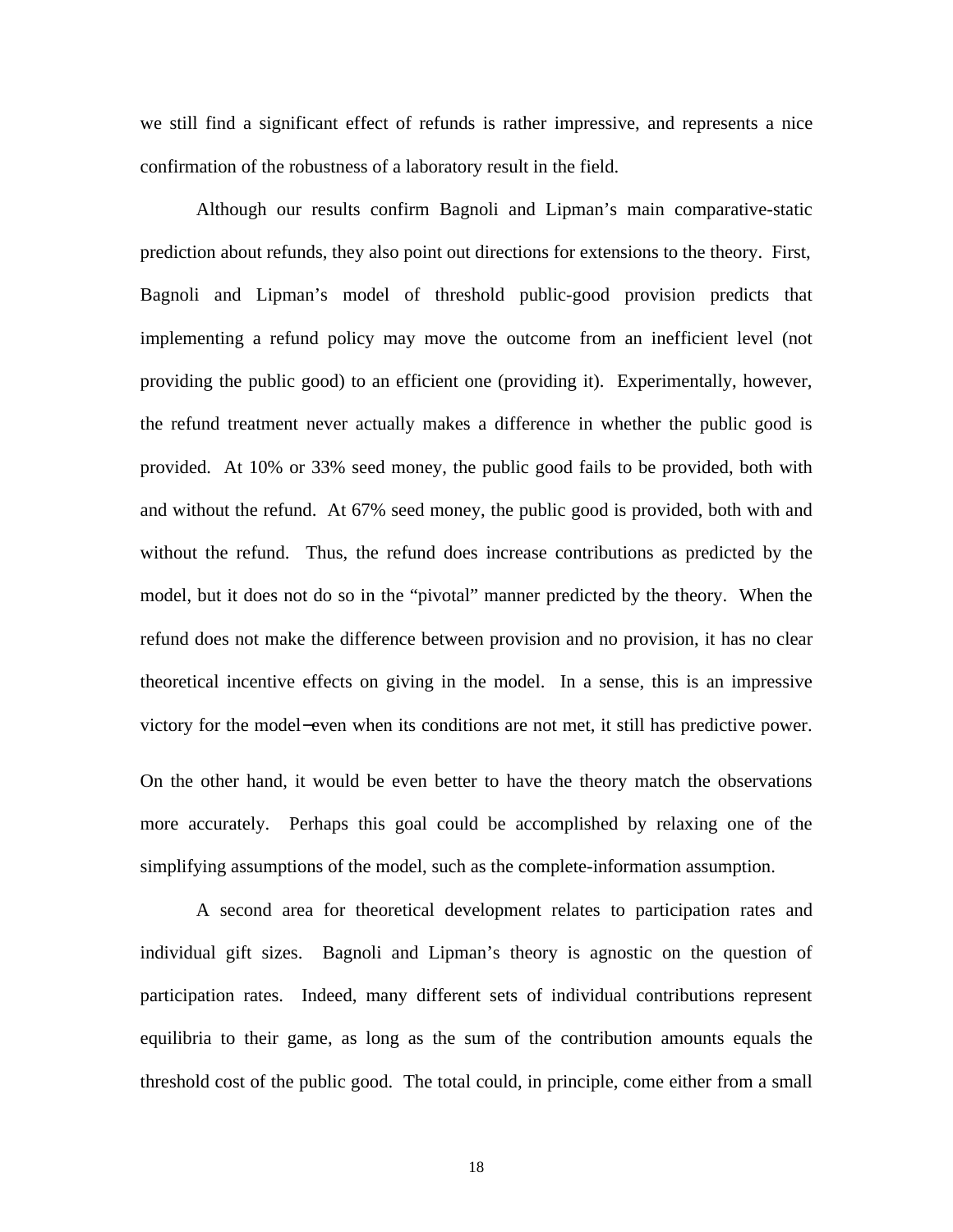we still find a significant effect of refunds is rather impressive, and represents a nice confirmation of the robustness of a laboratory result in the field.

Although our results confirm Bagnoli and Lipman's main comparative-static prediction about refunds, they also point out directions for extensions to the theory. First, Bagnoli and Lipman's model of threshold public-good provision predicts that implementing a refund policy may move the outcome from an inefficient level (not providing the public good) to an efficient one (providing it). Experimentally, however, the refund treatment never actually makes a difference in whether the public good is provided. At 10% or 33% seed money, the public good fails to be provided, both with and without the refund. At 67% seed money, the public good is provided, both with and without the refund. Thus, the refund does increase contributions as predicted by the model, but it does not do so in the "pivotal" manner predicted by the theory. When the refund does not make the difference between provision and no provision, it has no clear theoretical incentive effects on giving in the model. In a sense, this is an impressive victory for the model−even when its conditions are not met, it still has predictive power. On the other hand, it would be even better to have the theory match the observations more accurately. Perhaps this goal could be accomplished by relaxing one of the simplifying assumptions of the model, such as the complete-information assumption.

A second area for theoretical development relates to participation rates and individual gift sizes. Bagnoli and Lipman's theory is agnostic on the question of participation rates. Indeed, many different sets of individual contributions represent equilibria to their game, as long as the sum of the contribution amounts equals the threshold cost of the public good. The total could, in principle, come either from a small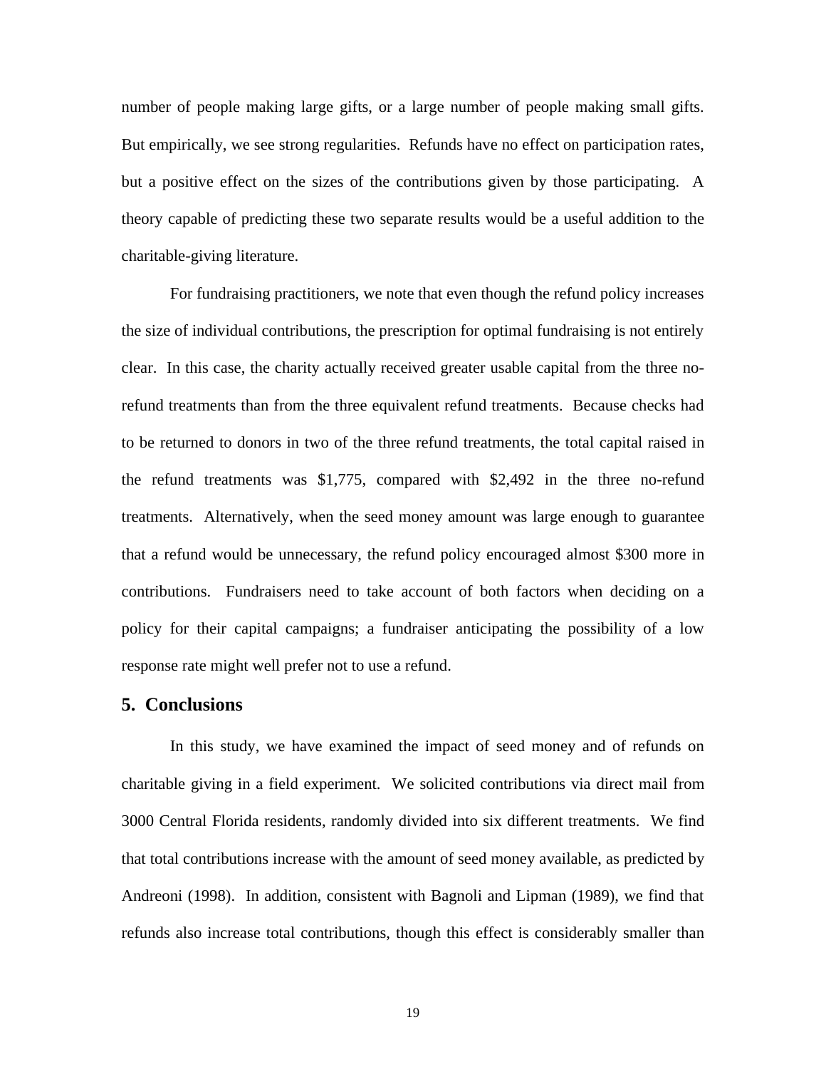number of people making large gifts, or a large number of people making small gifts. But empirically, we see strong regularities. Refunds have no effect on participation rates, but a positive effect on the sizes of the contributions given by those participating. A theory capable of predicting these two separate results would be a useful addition to the charitable-giving literature.

For fundraising practitioners, we note that even though the refund policy increases the size of individual contributions, the prescription for optimal fundraising is not entirely clear. In this case, the charity actually received greater usable capital from the three no-refund treatments than from the three equivalent refund treatments. Because checks had to be returned to donors in two of the three refund treatments, the total capital raised in the refund treatments was $1,775, compared with $2,492 in the three no-refund treatments. Alternatively, when the seed money amount was large enough to guarantee that a refund would be unnecessary, the refund policy encouraged almost $300 more in contributions. Fundraisers need to take account of both factors when deciding on a policy for their capital campaigns; a fundraiser anticipating the possibility of a low response rate might well prefer not to use a refund.

## 5. Conclusions

In this study, we have examined the impact of seed money and of refunds on charitable giving in a field experiment. We solicited contributions via direct mail from 3000 Central Florida residents, randomly divided into six different treatments. We find that total contributions increase with the amount of seed money available, as predicted by Andreoni (1998). In addition, consistent with Bagnoli and Lipman (1989), we find that refunds also increase total contributions, though this effect is considerably smaller than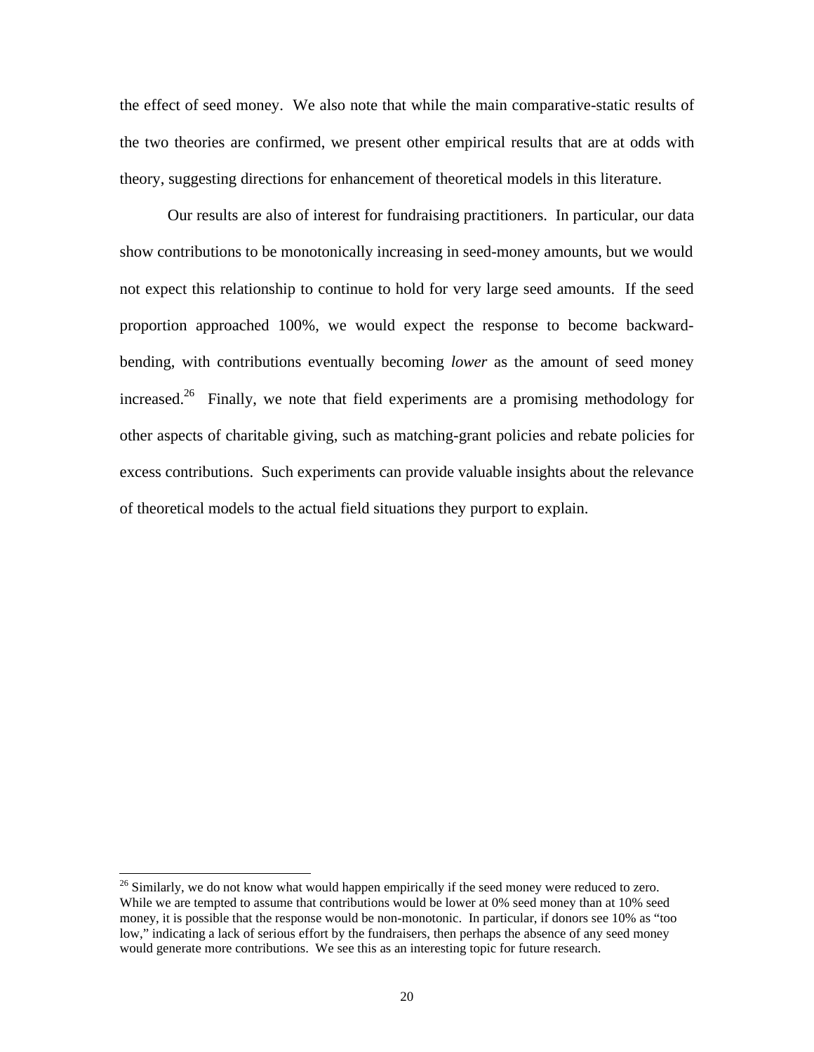the effect of seed money. We also note that while the main comparative-static results of the two theories are confirmed, we present other empirical results that are at odds with theory, suggesting directions for enhancement of theoretical models in this literature.

Our results are also of interest for fundraising practitioners. In particular, our data show contributions to be monotonically increasing in seed-money amounts, but we would not expect this relationship to continue to hold for very large seed amounts. If the seed proportion approached 100%, we would expect the response to become backward-bending, with contributions eventually becoming *lower* as the amount of seed money increased.[26] Finally, we note that field experiments are a promising methodology for other aspects of charitable giving, such as matching-grant policies and rebate policies for excess contributions. Such experiments can provide valuable insights about the relevance of theoretical models to the actual field situations they purport to explain.

---

[26] Similarly, we do not know what would happen empirically if the seed money were reduced to zero. While we are tempted to assume that contributions would be lower at 0% seed money than at 10% seed money, it is possible that the response would be non-monotonic. In particular, if donors see 10% as "too low," indicating a lack of serious effort by the fundraisers, then perhaps the absence of any seed money would generate more contributions. We see this as an interesting topic for future research.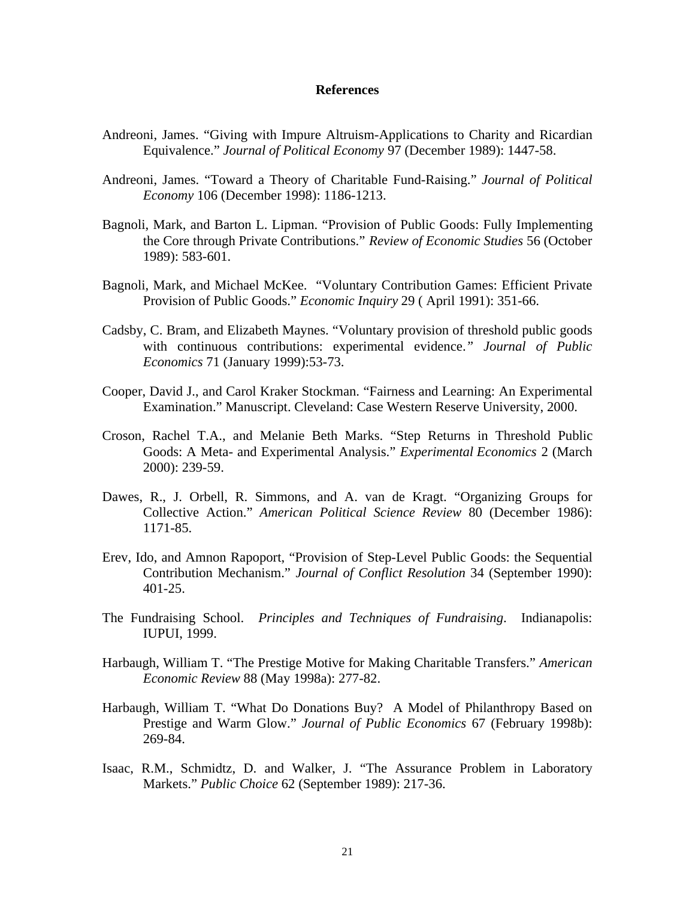## References

Andreoni, James. "Giving with Impure Altruism-Applications to Charity and Ricardian Equivalence." *Journal of Political Economy* 97 (December 1989): 1447-58.

Andreoni, James. "Toward a Theory of Charitable Fund-Raising." *Journal of Political Economy* 106 (December 1998): 1186-1213.

Bagnoli, Mark, and Barton L. Lipman. "Provision of Public Goods: Fully Implementing the Core through Private Contributions." *Review of Economic Studies* 56 (October 1989): 583-601.

Bagnoli, Mark, and Michael McKee. "Voluntary Contribution Games: Efficient Private Provision of Public Goods." *Economic Inquiry* 29 ( April 1991): 351-66.

Cadsby, C. Bram, and Elizabeth Maynes. "Voluntary provision of threshold public goods with continuous contributions: experimental evidence." *Journal of Public Economics* 71 (January 1999):53-73.

Cooper, David J., and Carol Kraker Stockman. "Fairness and Learning: An Experimental Examination." Manuscript. Cleveland: Case Western Reserve University, 2000.

Croson, Rachel T.A., and Melanie Beth Marks. "Step Returns in Threshold Public Goods: A Meta- and Experimental Analysis." *Experimental Economics* 2 (March 2000): 239-59.

Dawes, R., J. Orbell, R. Simmons, and A. van de Kragt. "Organizing Groups for Collective Action." *American Political Science Review* 80 (December 1986): 1171-85.

Erev, Ido, and Amnon Rapoport, "Provision of Step-Level Public Goods: the Sequential Contribution Mechanism." *Journal of Conflict Resolution* 34 (September 1990): 401-25.

The Fundraising School. *Principles and Techniques of Fundraising*. Indianapolis: IUPUI, 1999.

Harbaugh, William T. "The Prestige Motive for Making Charitable Transfers." *American Economic Review* 88 (May 1998a): 277-82.

Harbaugh, William T. "What Do Donations Buy? A Model of Philanthropy Based on Prestige and Warm Glow." *Journal of Public Economics* 67 (February 1998b): 269-84.

Isaac, R.M., Schmidtz, D. and Walker, J. "The Assurance Problem in Laboratory Markets." *Public Choice* 62 (September 1989): 217-36.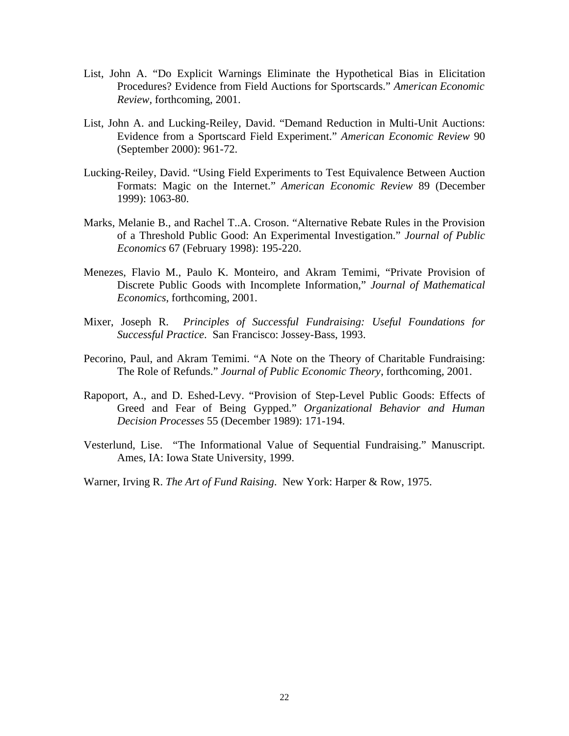List, John A. "Do Explicit Warnings Eliminate the Hypothetical Bias in Elicitation Procedures? Evidence from Field Auctions for Sportscards." *American Economic Review,* forthcoming, 2001.

List, John A. and Lucking-Reiley, David. "Demand Reduction in Multi-Unit Auctions: Evidence from a Sportscard Field Experiment." *American Economic Review* 90 (September 2000): 961-72.

Lucking-Reiley, David. "Using Field Experiments to Test Equivalence Between Auction Formats: Magic on the Internet." *American Economic Review* 89 (December 1999): 1063-80.

Marks, Melanie B., and Rachel T..A. Croson. "Alternative Rebate Rules in the Provision of a Threshold Public Good: An Experimental Investigation." *Journal of Public Economics* 67 (February 1998): 195-220.

Menezes, Flavio M., Paulo K. Monteiro, and Akram Temimi, "Private Provision of Discrete Public Goods with Incomplete Information," *Journal of Mathematical Economics*, forthcoming, 2001.

Mixer, Joseph R. *Principles of Successful Fundraising: Useful Foundations for Successful Practice*. San Francisco: Jossey-Bass, 1993.

Pecorino, Paul, and Akram Temimi. "A Note on the Theory of Charitable Fundraising: The Role of Refunds." *Journal of Public Economic Theory*, forthcoming, 2001.

Rapoport, A., and D. Eshed-Levy. "Provision of Step-Level Public Goods: Effects of Greed and Fear of Being Gypped." *Organizational Behavior and Human Decision Processes* 55 (December 1989): 171-194.

Vesterlund, Lise. "The Informational Value of Sequential Fundraising." Manuscript. Ames, IA: Iowa State University, 1999.

Warner, Irving R. *The Art of Fund Raising*. New York: Harper & Row, 1975.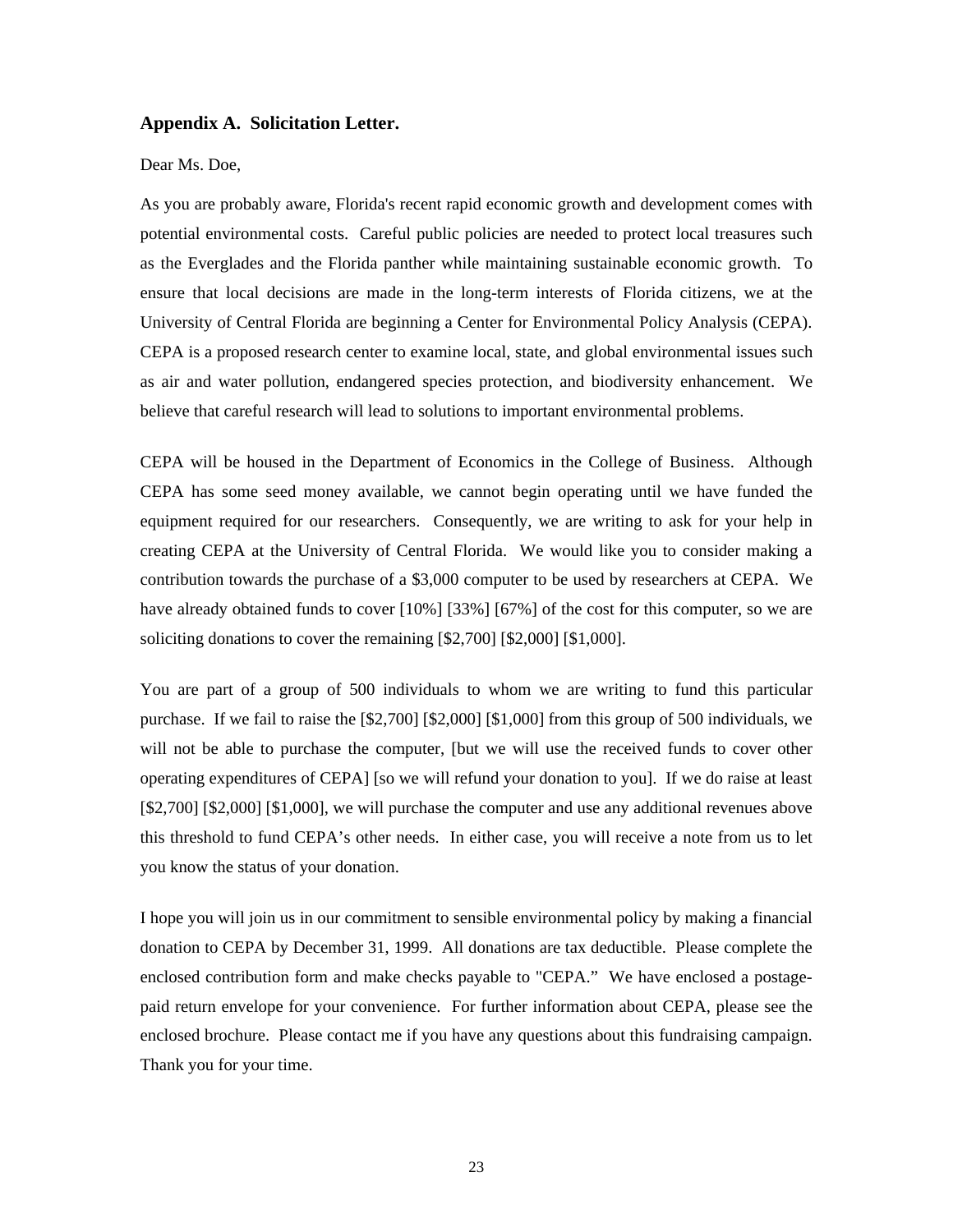### Appendix A. Solicitation Letter.

Dear Ms. Doe,

As you are probably aware, Florida's recent rapid economic growth and development comes with potential environmental costs. Careful public policies are needed to protect local treasures such as the Everglades and the Florida panther while maintaining sustainable economic growth. To ensure that local decisions are made in the long-term interests of Florida citizens, we at the University of Central Florida are beginning a Center for Environmental Policy Analysis (CEPA). CEPA is a proposed research center to examine local, state, and global environmental issues such as air and water pollution, endangered species protection, and biodiversity enhancement. We believe that careful research will lead to solutions to important environmental problems.

CEPA will be housed in the Department of Economics in the College of Business. Although CEPA has some seed money available, we cannot begin operating until we have funded the equipment required for our researchers. Consequently, we are writing to ask for your help in creating CEPA at the University of Central Florida. We would like you to consider making a contribution towards the purchase of a $3,000 computer to be used by researchers at CEPA. We have already obtained funds to cover [10%] [33%] [67%] of the cost for this computer, so we are soliciting donations to cover the remaining [$2,700] [$2,000] [$1,000].

You are part of a group of 500 individuals to whom we are writing to fund this particular purchase. If we fail to raise the [$2,700] [$2,000] [$1,000] from this group of 500 individuals, we will not be able to purchase the computer, [but we will use the received funds to cover other operating expenditures of CEPA] [so we will refund your donation to you]. If we do raise at least [$2,700] [$2,000] [$1,000], we will purchase the computer and use any additional revenues above this threshold to fund CEPA's other needs. In either case, you will receive a note from us to let you know the status of your donation.

I hope you will join us in our commitment to sensible environmental policy by making a financial donation to CEPA by December 31, 1999. All donations are tax deductible. Please complete the enclosed contribution form and make checks payable to "CEPA." We have enclosed a postage-paid return envelope for your convenience. For further information about CEPA, please see the enclosed brochure. Please contact me if you have any questions about this fundraising campaign. Thank you for your time.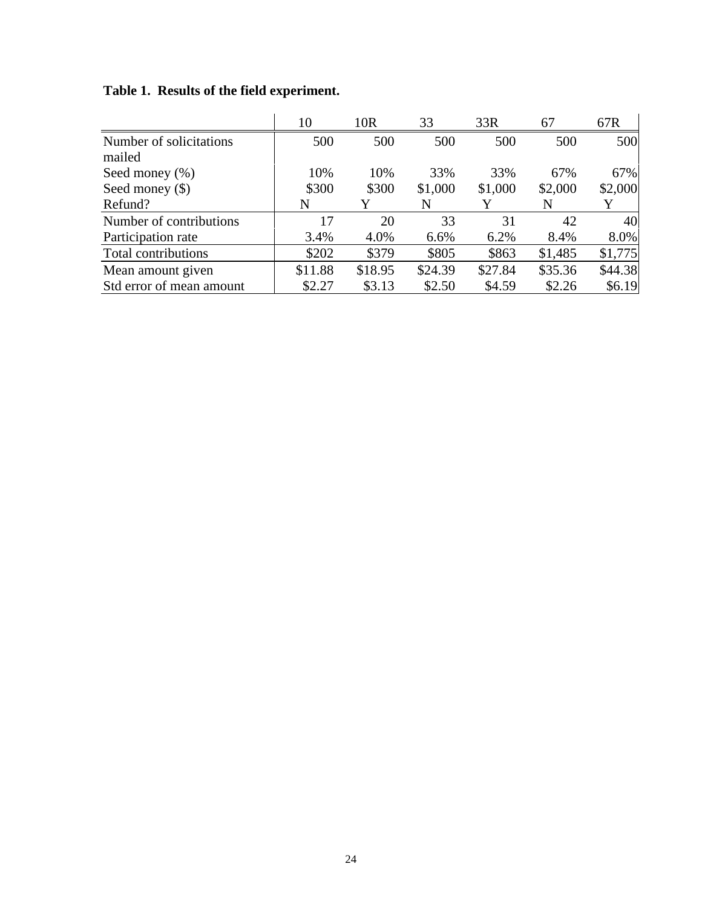**Table 1. Results of the field experiment.**

| | 10 | 10R | 33 | 33R | 67 | 67R |
|---|---|---|---|---|---|---|
| Number of solicitations mailed | 500 | 500 | 500 | 500 | 500 | 500 |
| Seed money (%) | 10% | 10% | 33% | 33% | 67% | 67% |
| Seed money ($) | $300 | $300 | $1,000 | $1,000 | $2,000 | $2,000 |
| Refund? | N | Y | N | Y | N | Y |
| Number of contributions | 17 | 20 | 33 | 31 | 42 | 40 |
| Participation rate | 3.4% | 4.0% | 6.6% | 6.2% | 8.4% | 8.0% |
| Total contributions | $202 | $379 | $805 | $863 | $1,485 | $1,775 |
| Mean amount given | $11.88 | $18.95 | $24.39 | $27.84 | $35.36 | $44.38 |
| Std error of mean amount | $2.27 | $3.13 | $2.50 | $4.59 | $2.26 | $6.19 |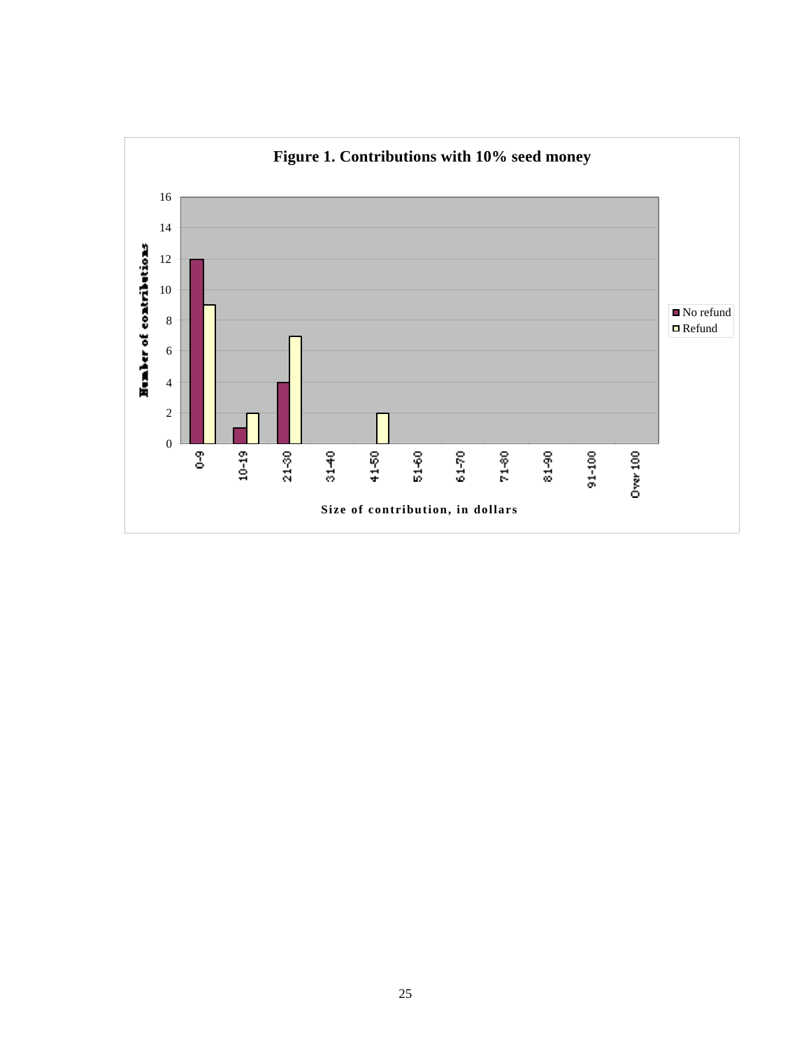**Figure 1. Contributions with 10% seed money**

| Size of contribution, in dollars | No refund | Refund |
|---|---|---|
| 0-9 | 12 | 9 |
| 10-19 | 1 | 2 |
| 21-30 | 4 | 7 |
| 31-40 | 0 | 0 |
| 41-50 | 0 | 2 |
| 51-60 | 0 | 0 |
| 61-70 | 0 | 0 |
| 71-80 | 0 | 0 |
| 81-90 | 0 | 0 |
| 91-100 | 0 | 0 |
| Over 100 | 0 | 0 |

Y-axis: Number of contributions (0–16)

X-axis: Size of contribution, in dollars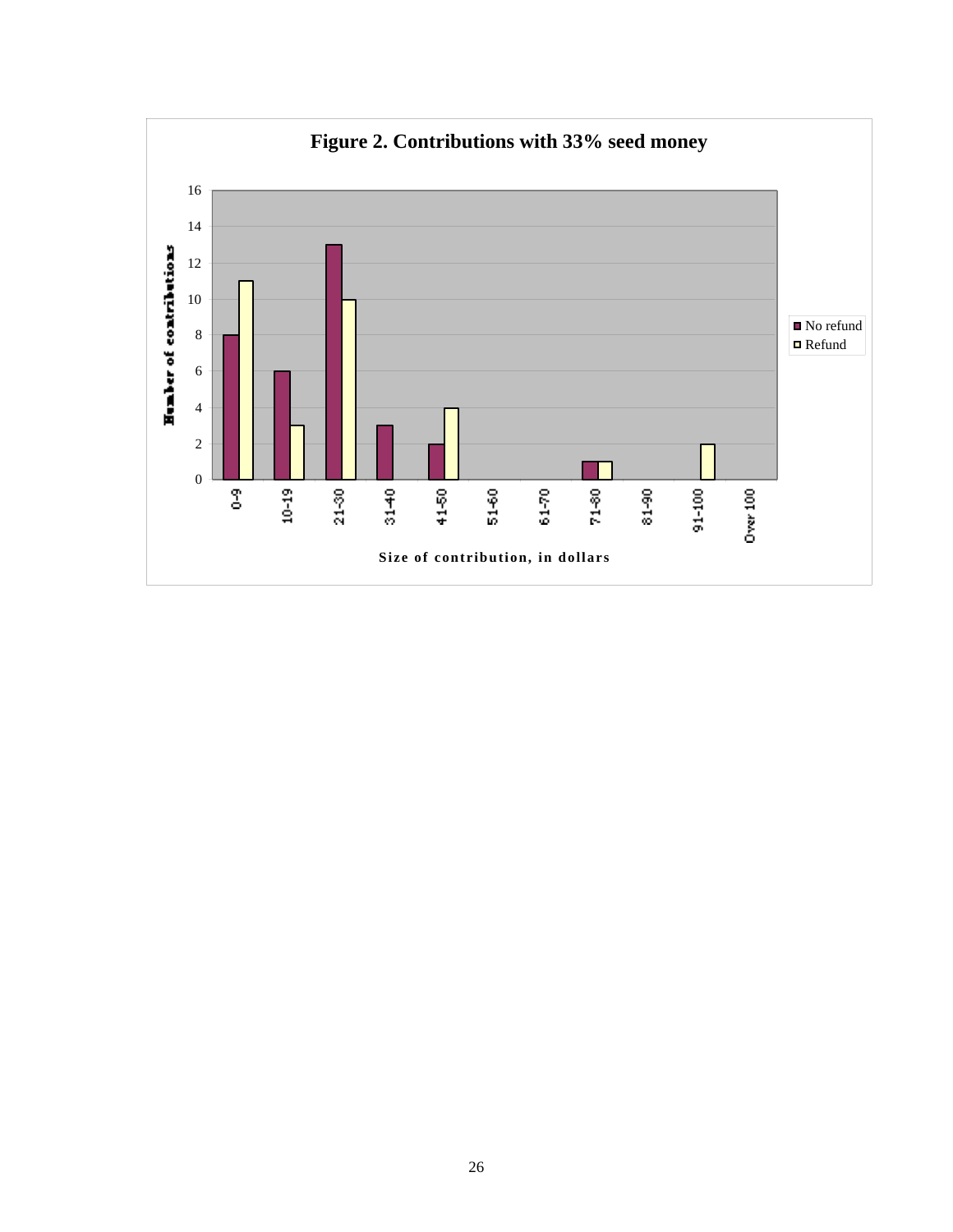**Figure 2. Contributions with 33% seed money**

| Size of contribution, in dollars | No refund | Refund |
| --- | --- | --- |
| 0-9 | 8 | 11 |
| 10-19 | 6 | 3 |
| 21-30 | 13 | 10 |
| 31-40 | 3 | 0 |
| 41-50 | 2 | 4 |
| 51-60 | 0 | 0 |
| 61-70 | 0 | 0 |
| 71-80 | 1 | 1 |
| 81-90 | 0 | 0 |
| 91-100 | 0 | 2 |
| Over 100 | 0 | 0 |

Y-axis: Number of contributions

X-axis: Size of contribution, in dollars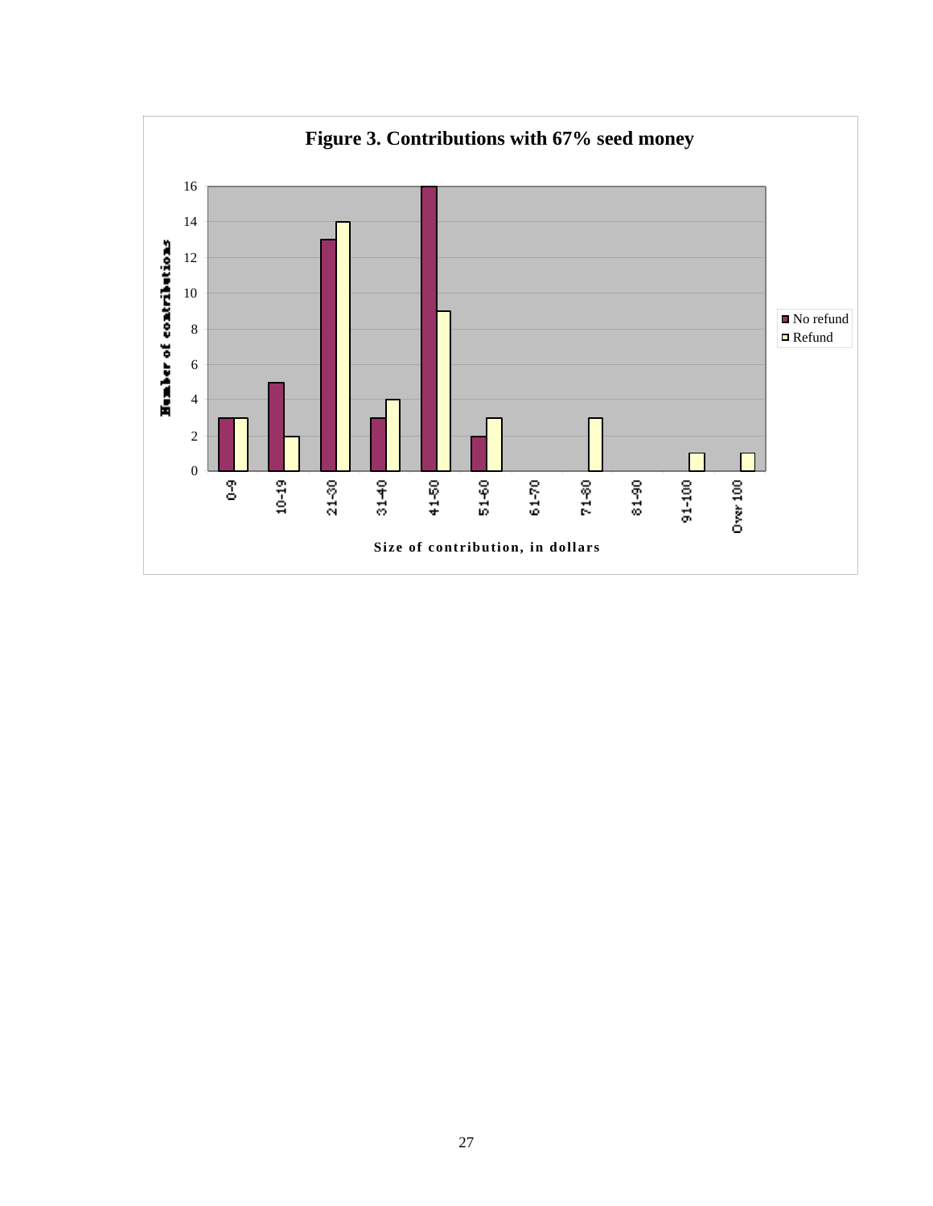**Figure 3. Contributions with 67% seed money**

16
14
12
10
8
6
4
2
0

Number of contributions

0-9
10-19
21-30
31-40
41-50
51-60
61-70
71-80
81-90
91-100
Over 100

Size of contribution, in dollars

No refund
Refund